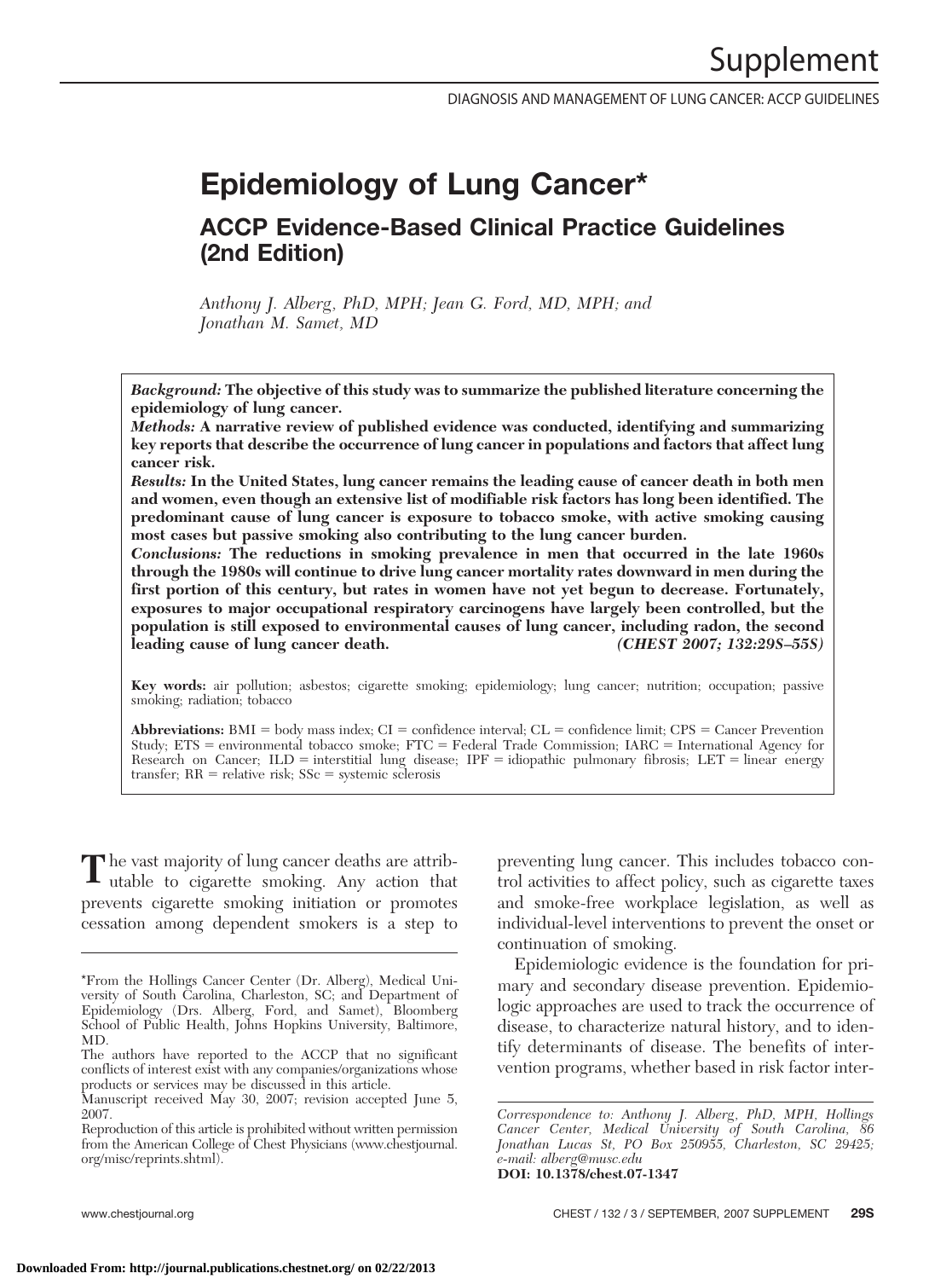Supplement

DIAGNOSIS AND MANAGEMENT OF LUNG CANCER: ACCP GUIDELINES

# Epidemiology of Lung Cancer*

## ACCP Evidence-Based Clinical Practice Guidelines (2nd Edition)

*Anthony J. Alberg, PhD, MPH; Jean G. Ford, MD, MPH; and Jonathan M. Samet, MD*

***Background:*** **The objective of this study was to summarize the published literature concerning the epidemiology of lung cancer.**

***Methods:*** **A narrative review of published evidence was conducted, identifying and summarizing key reports that describe the occurrence of lung cancer in populations and factors that affect lung cancer risk.**

***Results:*** **In the United States, lung cancer remains the leading cause of cancer death in both men and women, even though an extensive list of modifiable risk factors has long been identified. The predominant cause of lung cancer is exposure to tobacco smoke, with active smoking causing most cases but passive smoking also contributing to the lung cancer burden.**

***Conclusions:*** **The reductions in smoking prevalence in men that occurred in the late 1960s through the 1980s will continue to drive lung cancer mortality rates downward in men during the first portion of this century, but rates in women have not yet begun to decrease. Fortunately, exposures to major occupational respiratory carcinogens have largely been controlled, but the population is still exposed to environmental causes of lung cancer, including radon, the second leading cause of lung cancer death.** ***(CHEST 2007; 132:29S–55S)***

**Key words:** air pollution; asbestos; cigarette smoking; epidemiology; lung cancer; nutrition; occupation; passive smoking; radiation; tobacco

**Abbreviations:** BMI = body mass index; CI = confidence interval; CL = confidence limit; CPS = Cancer Prevention Study; ETS = environmental tobacco smoke; FTC = Federal Trade Commission; IARC = International Agency for Research on Cancer; ILD = interstitial lung disease; IPF = idiopathic pulmonary fibrosis; LET = linear energy transfer; RR = relative risk; SSc = systemic sclerosis

The vast majority of lung cancer deaths are attributable to cigarette smoking. Any action that prevents cigarette smoking initiation or promotes cessation among dependent smokers is a step to preventing lung cancer. This includes tobacco control activities to affect policy, such as cigarette taxes and smoke-free workplace legislation, as well as individual-level interventions to prevent the onset or continuation of smoking.

Epidemiologic evidence is the foundation for primary and secondary disease prevention. Epidemiologic approaches are used to track the occurrence of disease, to characterize natural history, and to identify determinants of disease. The benefits of intervention programs, whether based in risk factor inter-

*From the Hollings Cancer Center (Dr. Alberg), Medical University of South Carolina, Charleston, SC; and Department of Epidemiology (Drs. Alberg, Ford, and Samet), Bloomberg School of Public Health, Johns Hopkins University, Baltimore, MD.

The authors have reported to the ACCP that no significant conflicts of interest exist with any companies/organizations whose products or services may be discussed in this article.

Manuscript received May 30, 2007; revision accepted June 5, 2007.

Reproduction of this article is prohibited without written permission from the American College of Chest Physicians (www.chestjournal.org/misc/reprints.shtml).

*Correspondence to: Anthony J. Alberg, PhD, MPH, Hollings Cancer Center, Medical University of South Carolina, 86 Jonathan Lucas St, PO Box 250955, Charleston, SC 29425; e-mail: alberg@musc.edu*

**DOI: 10.1378/chest.07-1347**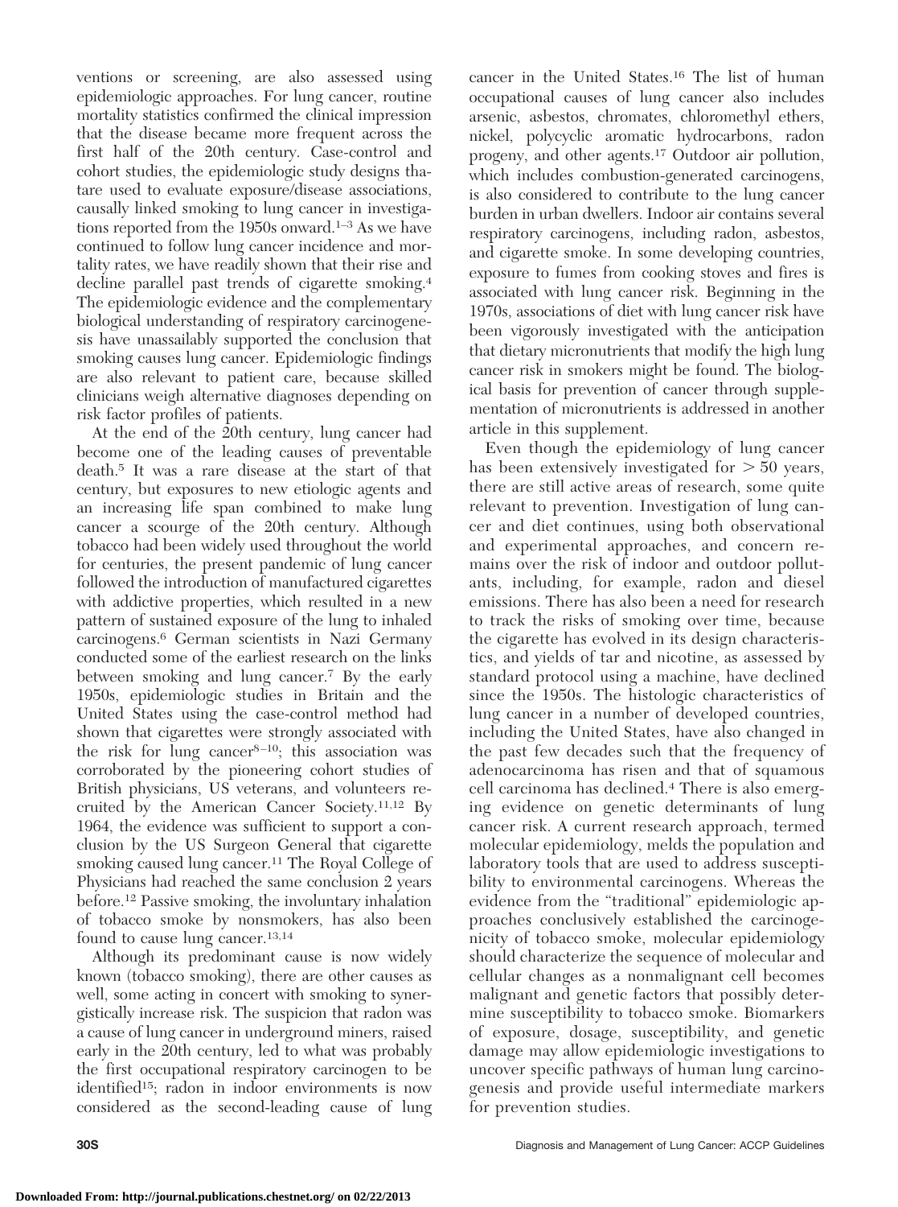ventions or screening, are also assessed using epidemiologic approaches. For lung cancer, routine mortality statistics confirmed the clinical impression that the disease became more frequent across the first half of the 20th century. Case-control and cohort studies, the epidemiologic study designs thatare used to evaluate exposure/disease associations, causally linked smoking to lung cancer in investigations reported from the 1950s onward.[1–3] As we have continued to follow lung cancer incidence and mortality rates, we have readily shown that their rise and decline parallel past trends of cigarette smoking.[4] The epidemiologic evidence and the complementary biological understanding of respiratory carcinogenesis have unassailably supported the conclusion that smoking causes lung cancer. Epidemiologic findings are also relevant to patient care, because skilled clinicians weigh alternative diagnoses depending on risk factor profiles of patients.

At the end of the 20th century, lung cancer had become one of the leading causes of preventable death.[5] It was a rare disease at the start of that century, but exposures to new etiologic agents and an increasing life span combined to make lung cancer a scourge of the 20th century. Although tobacco had been widely used throughout the world for centuries, the present pandemic of lung cancer followed the introduction of manufactured cigarettes with addictive properties, which resulted in a new pattern of sustained exposure of the lung to inhaled carcinogens.[6] German scientists in Nazi Germany conducted some of the earliest research on the links between smoking and lung cancer.[7] By the early 1950s, epidemiologic studies in Britain and the United States using the case-control method had shown that cigarettes were strongly associated with the risk for lung cancer[8–10]; this association was corroborated by the pioneering cohort studies of British physicians, US veterans, and volunteers recruited by the American Cancer Society.[11,12] By 1964, the evidence was sufficient to support a conclusion by the US Surgeon General that cigarette smoking caused lung cancer.[11] The Royal College of Physicians had reached the same conclusion 2 years before.[12] Passive smoking, the involuntary inhalation of tobacco smoke by nonsmokers, has also been found to cause lung cancer.[13,14]

Although its predominant cause is now widely known (tobacco smoking), there are other causes as well, some acting in concert with smoking to synergistically increase risk. The suspicion that radon was a cause of lung cancer in underground miners, raised early in the 20th century, led to what was probably the first occupational respiratory carcinogen to be identified[15]; radon in indoor environments is now considered as the second-leading cause of lung cancer in the United States.[16] The list of human occupational causes of lung cancer also includes arsenic, asbestos, chromates, chloromethyl ethers, nickel, polycyclic aromatic hydrocarbons, radon progeny, and other agents.[17] Outdoor air pollution, which includes combustion-generated carcinogens, is also considered to contribute to the lung cancer burden in urban dwellers. Indoor air contains several respiratory carcinogens, including radon, asbestos, and cigarette smoke. In some developing countries, exposure to fumes from cooking stoves and fires is associated with lung cancer risk. Beginning in the 1970s, associations of diet with lung cancer risk have been vigorously investigated with the anticipation that dietary micronutrients that modify the high lung cancer risk in smokers might be found. The biological basis for prevention of cancer through supplementation of micronutrients is addressed in another article in this supplement.

Even though the epidemiology of lung cancer has been extensively investigated for > 50 years, there are still active areas of research, some quite relevant to prevention. Investigation of lung cancer and diet continues, using both observational and experimental approaches, and concern remains over the risk of indoor and outdoor pollutants, including, for example, radon and diesel emissions. There has also been a need for research to track the risks of smoking over time, because the cigarette has evolved in its design characteristics, and yields of tar and nicotine, as assessed by standard protocol using a machine, have declined since the 1950s. The histologic characteristics of lung cancer in a number of developed countries, including the United States, have also changed in the past few decades such that the frequency of adenocarcinoma has risen and that of squamous cell carcinoma has declined.[4] There is also emerging evidence on genetic determinants of lung cancer risk. A current research approach, termed molecular epidemiology, melds the population and laboratory tools that are used to address susceptibility to environmental carcinogens. Whereas the evidence from the "traditional" epidemiologic approaches conclusively established the carcinogenicity of tobacco smoke, molecular epidemiology should characterize the sequence of molecular and cellular changes as a nonmalignant cell becomes malignant and genetic factors that possibly determine susceptibility to tobacco smoke. Biomarkers of exposure, dosage, susceptibility, and genetic damage may allow epidemiologic investigations to uncover specific pathways of human lung carcinogenesis and provide useful intermediate markers for prevention studies.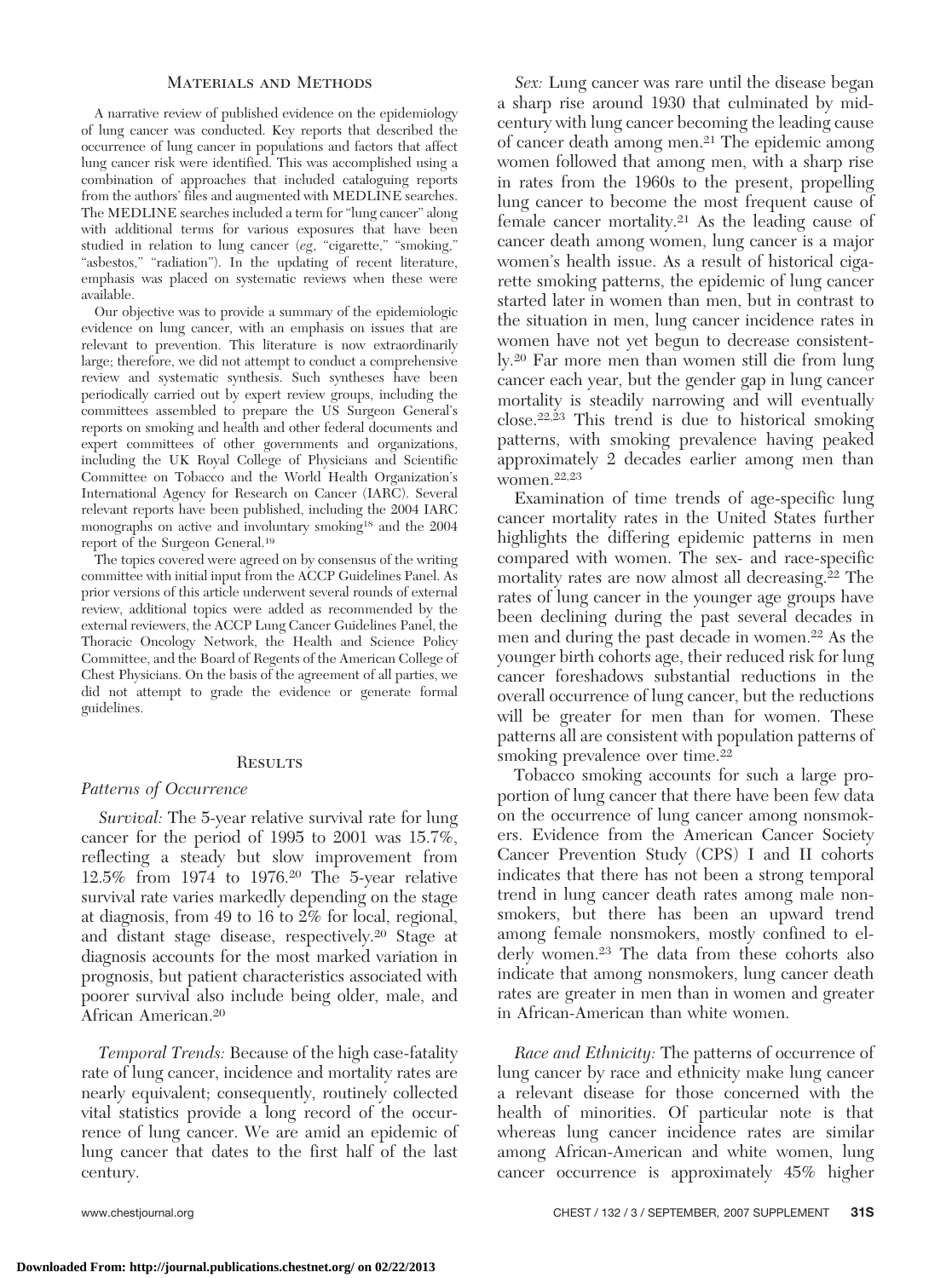## Materials and Methods

A narrative review of published evidence on the epidemiology of lung cancer was conducted. Key reports that described the occurrence of lung cancer in populations and factors that affect lung cancer risk were identified. This was accomplished using a combination of approaches that included cataloguing reports from the authors' files and augmented with MEDLINE searches. The MEDLINE searches included a term for "lung cancer" along with additional terms for various exposures that have been studied in relation to lung cancer (*eg*, "cigarette," "smoking," "asbestos," "radiation"). In the updating of recent literature, emphasis was placed on systematic reviews when these were available.

Our objective was to provide a summary of the epidemiologic evidence on lung cancer, with an emphasis on issues that are relevant to prevention. This literature is now extraordinarily large; therefore, we did not attempt to conduct a comprehensive review and systematic synthesis. Such syntheses have been periodically carried out by expert review groups, including the committees assembled to prepare the US Surgeon General's reports on smoking and health and other federal documents and expert committees of other governments and organizations, including the UK Royal College of Physicians and Scientific Committee on Tobacco and the World Health Organization's International Agency for Research on Cancer (IARC). Several relevant reports have been published, including the 2004 IARC monographs on active and involuntary smoking[18] and the 2004 report of the Surgeon General.[19]

The topics covered were agreed on by consensus of the writing committee with initial input from the ACCP Guidelines Panel. As prior versions of this article underwent several rounds of external review, additional topics were added as recommended by the external reviewers, the ACCP Lung Cancer Guidelines Panel, the Thoracic Oncology Network, the Health and Science Policy Committee, and the Board of Regents of the American College of Chest Physicians. On the basis of the agreement of all parties, we did not attempt to grade the evidence or generate formal guidelines.

## Results

### Patterns of Occurrence

*Survival:* The 5-year relative survival rate for lung cancer for the period of 1995 to 2001 was 15.7%, reflecting a steady but slow improvement from 12.5% from 1974 to 1976.[20] The 5-year relative survival rate varies markedly depending on the stage at diagnosis, from 49 to 16 to 2% for local, regional, and distant stage disease, respectively.[20] Stage at diagnosis accounts for the most marked variation in prognosis, but patient characteristics associated with poorer survival also include being older, male, and African American.[20]

*Temporal Trends:* Because of the high case-fatality rate of lung cancer, incidence and mortality rates are nearly equivalent; consequently, routinely collected vital statistics provide a long record of the occurrence of lung cancer. We are amid an epidemic of lung cancer that dates to the first half of the last century.

*Sex:* Lung cancer was rare until the disease began a sharp rise around 1930 that culminated by mid-century with lung cancer becoming the leading cause of cancer death among men.[21] The epidemic among women followed that among men, with a sharp rise in rates from the 1960s to the present, propelling lung cancer to become the most frequent cause of female cancer mortality.[21] As the leading cause of cancer death among women, lung cancer is a major women's health issue. As a result of historical cigarette smoking patterns, the epidemic of lung cancer started later in women than men, but in contrast to the situation in men, lung cancer incidence rates in women have not yet begun to decrease consistently.[20] Far more men than women still die from lung cancer each year, but the gender gap in lung cancer mortality is steadily narrowing and will eventually close.[22,23] This trend is due to historical smoking patterns, with smoking prevalence having peaked approximately 2 decades earlier among men than women.[22,23]

Examination of time trends of age-specific lung cancer mortality rates in the United States further highlights the differing epidemic patterns in men compared with women. The sex- and race-specific mortality rates are now almost all decreasing.[22] The rates of lung cancer in the younger age groups have been declining during the past several decades in men and during the past decade in women.[22] As the younger birth cohorts age, their reduced risk for lung cancer foreshadows substantial reductions in the overall occurrence of lung cancer, but the reductions will be greater for men than for women. These patterns all are consistent with population patterns of smoking prevalence over time.[22]

Tobacco smoking accounts for such a large proportion of lung cancer that there have been few data on the occurrence of lung cancer among nonsmokers. Evidence from the American Cancer Society Cancer Prevention Study (CPS) I and II cohorts indicates that there has not been a strong temporal trend in lung cancer death rates among male nonsmokers, but there has been an upward trend among female nonsmokers, mostly confined to elderly women.[23] The data from these cohorts also indicate that among nonsmokers, lung cancer death rates are greater in men than in women and greater in African-American than white women.

*Race and Ethnicity:* The patterns of occurrence of lung cancer by race and ethnicity make lung cancer a relevant disease for those concerned with the health of minorities. Of particular note is that whereas lung cancer incidence rates are similar among African-American and white women, lung cancer occurrence is approximately 45% higher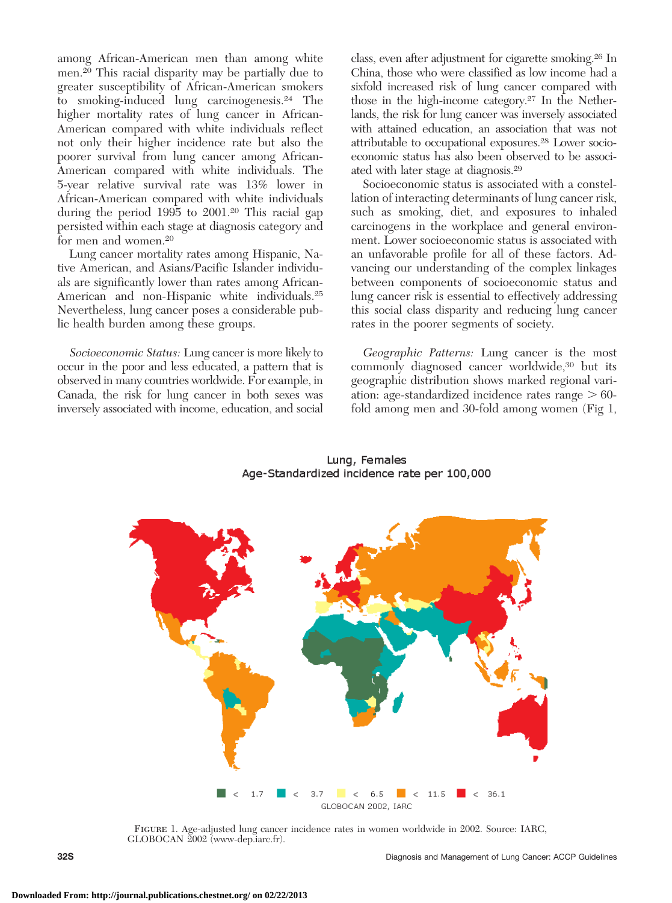among African-American men than among white men.[20] This racial disparity may be partially due to greater susceptibility of African-American smokers to smoking-induced lung carcinogenesis.[24] The higher mortality rates of lung cancer in African-American compared with white individuals reflect not only their higher incidence rate but also the poorer survival from lung cancer among African-American compared with white individuals. The 5-year relative survival rate was 13% lower in African-American compared with white individuals during the period 1995 to 2001.[20] This racial gap persisted within each stage at diagnosis category and for men and women.[20]

Lung cancer mortality rates among Hispanic, Native American, and Asians/Pacific Islander individuals are significantly lower than rates among African-American and non-Hispanic white individuals.[25] Nevertheless, lung cancer poses a considerable public health burden among these groups.

*Socioeconomic Status:* Lung cancer is more likely to occur in the poor and less educated, a pattern that is observed in many countries worldwide. For example, in Canada, the risk for lung cancer in both sexes was inversely associated with income, education, and social class, even after adjustment for cigarette smoking.[26] In China, those who were classified as low income had a sixfold increased risk of lung cancer compared with those in the high-income category.[27] In the Netherlands, the risk for lung cancer was inversely associated with attained education, an association that was not attributable to occupational exposures.[28] Lower socioeconomic status has also been observed to be associated with later stage at diagnosis.[29]

Socioeconomic status is associated with a constellation of interacting determinants of lung cancer risk, such as smoking, diet, and exposures to inhaled carcinogens in the workplace and general environment. Lower socioeconomic status is associated with an unfavorable profile for all of these factors. Advancing our understanding of the complex linkages between components of socioeconomic status and lung cancer risk is essential to effectively addressing this social class disparity and reducing lung cancer rates in the poorer segments of society.

*Geographic Patterns:* Lung cancer is the most commonly diagnosed cancer worldwide,[30] but its geographic distribution shows marked regional variation: age-standardized incidence rates range > 60-fold among men and 30-fold among women (Fig 1,

Lung, Females
Age-Standardized incidence rate per 100,000

< 1.7 &nbsp; < 3.7 &nbsp; < 6.5 &nbsp; < 11.5 &nbsp; < 36.1
GLOBOCAN 2002, IARC

FIGURE 1. Age-adjusted lung cancer incidence rates in women worldwide in 2002. Source: IARC, GLOBOCAN 2002 (www-dep.iarc.fr).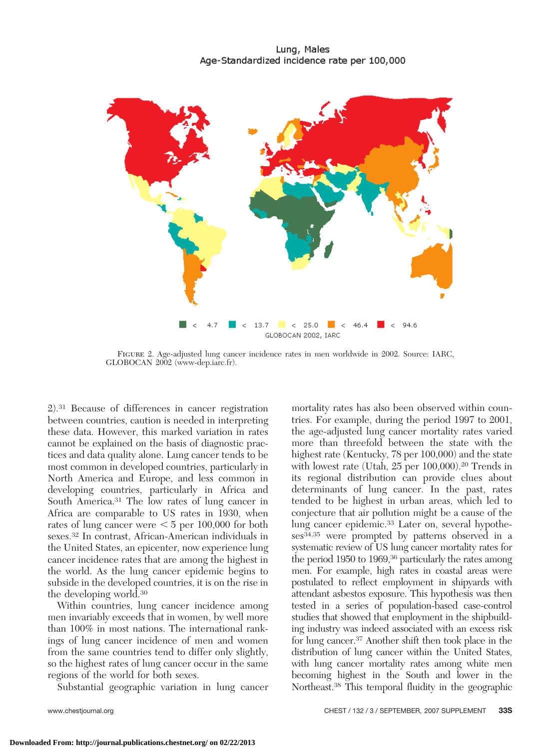Lung, Males
Age-Standardized incidence rate per 100,000

< 4.7 < 13.7 < 25.0 < 46.4 < 94.6
GLOBOCAN 2002, IARC

Figure 2. Age-adjusted lung cancer incidence rates in men worldwide in 2002. Source: IARC, GLOBOCAN 2002 (www-dep.iarc.fr).

2).[31] Because of differences in cancer registration between countries, caution is needed in interpreting these data. However, this marked variation in rates cannot be explained on the basis of diagnostic practices and data quality alone. Lung cancer tends to be most common in developed countries, particularly in North America and Europe, and less common in developing countries, particularly in Africa and South America.[31] The low rates of lung cancer in Africa are comparable to US rates in 1930, when rates of lung cancer were < 5 per 100,000 for both sexes.[32] In contrast, African-American individuals in the United States, an epicenter, now experience lung cancer incidence rates that are among the highest in the world. As the lung cancer epidemic begins to subside in the developed countries, it is on the rise in the developing world.[30]

Within countries, lung cancer incidence among men invariably exceeds that in women, by well more than 100% in most nations. The international rankings of lung cancer incidence of men and women from the same countries tend to differ only slightly, so the highest rates of lung cancer occur in the same regions of the world for both sexes.

Substantial geographic variation in lung cancer mortality rates has also been observed within countries. For example, during the period 1997 to 2001, the age-adjusted lung cancer mortality rates varied more than threefold between the state with the highest rate (Kentucky, 78 per 100,000) and the state with lowest rate (Utah, 25 per 100,000).[20] Trends in its regional distribution can provide clues about determinants of lung cancer. In the past, rates tended to be highest in urban areas, which led to conjecture that air pollution might be a cause of the lung cancer epidemic.[33] Later on, several hypotheses[34,35] were prompted by patterns observed in a systematic review of US lung cancer mortality rates for the period 1950 to 1969,[36] particularly the rates among men. For example, high rates in coastal areas were postulated to reflect employment in shipyards with attendant asbestos exposure. This hypothesis was then tested in a series of population-based case-control studies that showed that employment in the shipbuilding industry was indeed associated with an excess risk for lung cancer.[37] Another shift then took place in the distribution of lung cancer within the United States, with lung cancer mortality rates among white men becoming highest in the South and lower in the Northeast.[38] This temporal fluidity in the geographic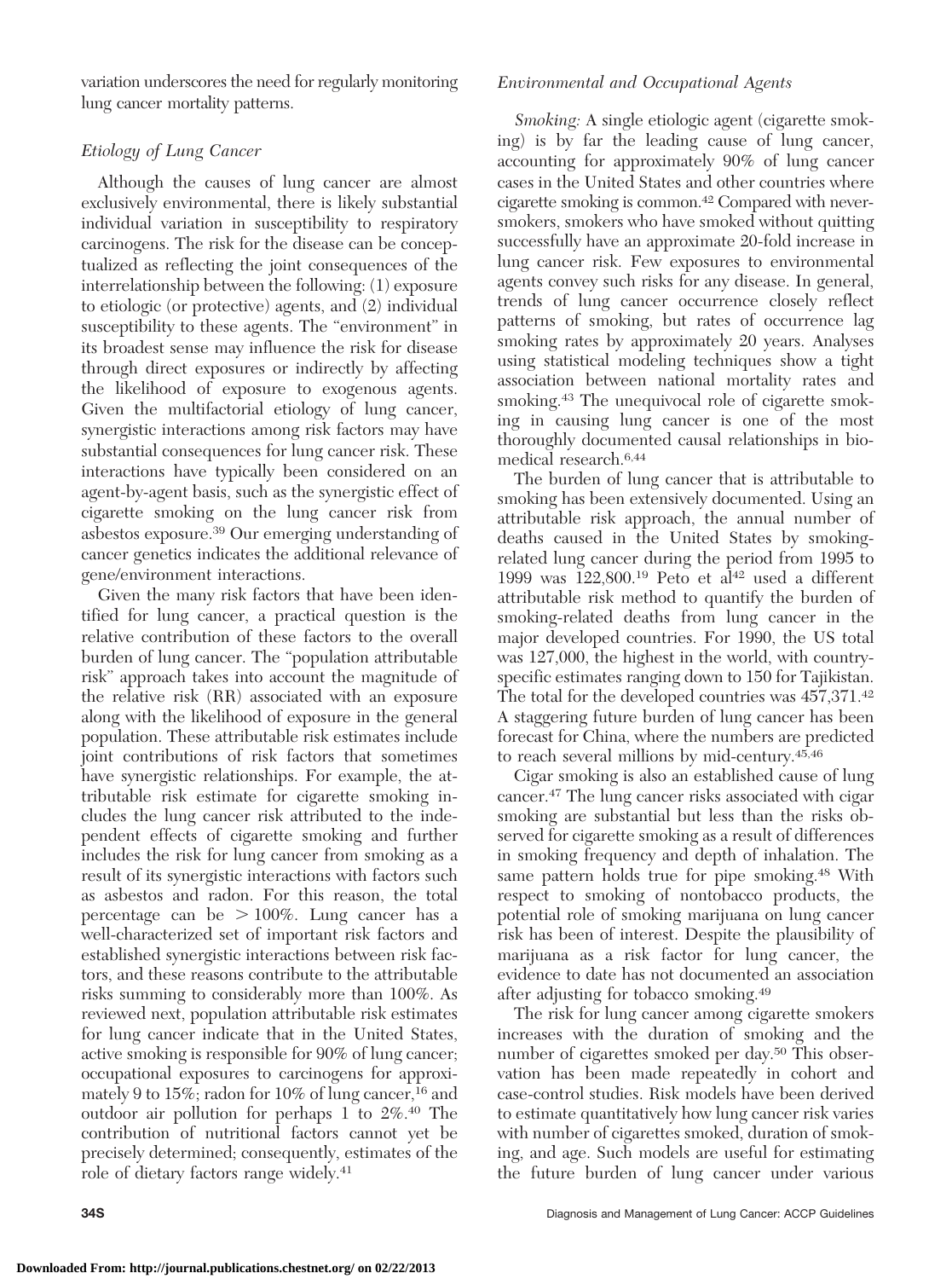variation underscores the need for regularly monitoring lung cancer mortality patterns.

### *Etiology of Lung Cancer*

Although the causes of lung cancer are almost exclusively environmental, there is likely substantial individual variation in susceptibility to respiratory carcinogens. The risk for the disease can be conceptualized as reflecting the joint consequences of the interrelationship between the following: (1) exposure to etiologic (or protective) agents, and (2) individual susceptibility to these agents. The "environment" in its broadest sense may influence the risk for disease through direct exposures or indirectly by affecting the likelihood of exposure to exogenous agents. Given the multifactorial etiology of lung cancer, synergistic interactions among risk factors may have substantial consequences for lung cancer risk. These interactions have typically been considered on an agent-by-agent basis, such as the synergistic effect of cigarette smoking on the lung cancer risk from asbestos exposure.[39] Our emerging understanding of cancer genetics indicates the additional relevance of gene/environment interactions.

Given the many risk factors that have been identified for lung cancer, a practical question is the relative contribution of these factors to the overall burden of lung cancer. The "population attributable risk" approach takes into account the magnitude of the relative risk (RR) associated with an exposure along with the likelihood of exposure in the general population. These attributable risk estimates include joint contributions of risk factors that sometimes have synergistic relationships. For example, the attributable risk estimate for cigarette smoking includes the lung cancer risk attributed to the independent effects of cigarette smoking and further includes the risk for lung cancer from smoking as a result of its synergistic interactions with factors such as asbestos and radon. For this reason, the total percentage can be $> 100\%$. Lung cancer has a well-characterized set of important risk factors and established synergistic interactions between risk factors, and these reasons contribute to the attributable risks summing to considerably more than 100%. As reviewed next, population attributable risk estimates for lung cancer indicate that in the United States, active smoking is responsible for 90% of lung cancer; occupational exposures to carcinogens for approximately 9 to 15%; radon for 10% of lung cancer,[16] and outdoor air pollution for perhaps 1 to 2%.[40] The contribution of nutritional factors cannot yet be precisely determined; consequently, estimates of the role of dietary factors range widely.[41]

### *Environmental and Occupational Agents*

*Smoking:* A single etiologic agent (cigarette smoking) is by far the leading cause of lung cancer, accounting for approximately 90% of lung cancer cases in the United States and other countries where cigarette smoking is common.[42] Compared with never-smokers, smokers who have smoked without quitting successfully have an approximate 20-fold increase in lung cancer risk. Few exposures to environmental agents convey such risks for any disease. In general, trends of lung cancer occurrence closely reflect patterns of smoking, but rates of occurrence lag smoking rates by approximately 20 years. Analyses using statistical modeling techniques show a tight association between national mortality rates and smoking.[43] The unequivocal role of cigarette smoking in causing lung cancer is one of the most thoroughly documented causal relationships in biomedical research.[6,44]

The burden of lung cancer that is attributable to smoking has been extensively documented. Using an attributable risk approach, the annual number of deaths caused in the United States by smoking-related lung cancer during the period from 1995 to 1999 was 122,800.[19] Peto et al[42] used a different attributable risk method to quantify the burden of smoking-related deaths from lung cancer in the major developed countries. For 1990, the US total was 127,000, the highest in the world, with country-specific estimates ranging down to 150 for Tajikistan. The total for the developed countries was 457,371.[42] A staggering future burden of lung cancer has been forecast for China, where the numbers are predicted to reach several millions by mid-century.[45,46]

Cigar smoking is also an established cause of lung cancer.[47] The lung cancer risks associated with cigar smoking are substantial but less than the risks observed for cigarette smoking as a result of differences in smoking frequency and depth of inhalation. The same pattern holds true for pipe smoking.[48] With respect to smoking of nontobacco products, the potential role of smoking marijuana on lung cancer risk has been of interest. Despite the plausibility of marijuana as a risk factor for lung cancer, the evidence to date has not documented an association after adjusting for tobacco smoking.[49]

The risk for lung cancer among cigarette smokers increases with the duration of smoking and the number of cigarettes smoked per day.[50] This observation has been made repeatedly in cohort and case-control studies. Risk models have been derived to estimate quantitatively how lung cancer risk varies with number of cigarettes smoked, duration of smoking, and age. Such models are useful for estimating the future burden of lung cancer under various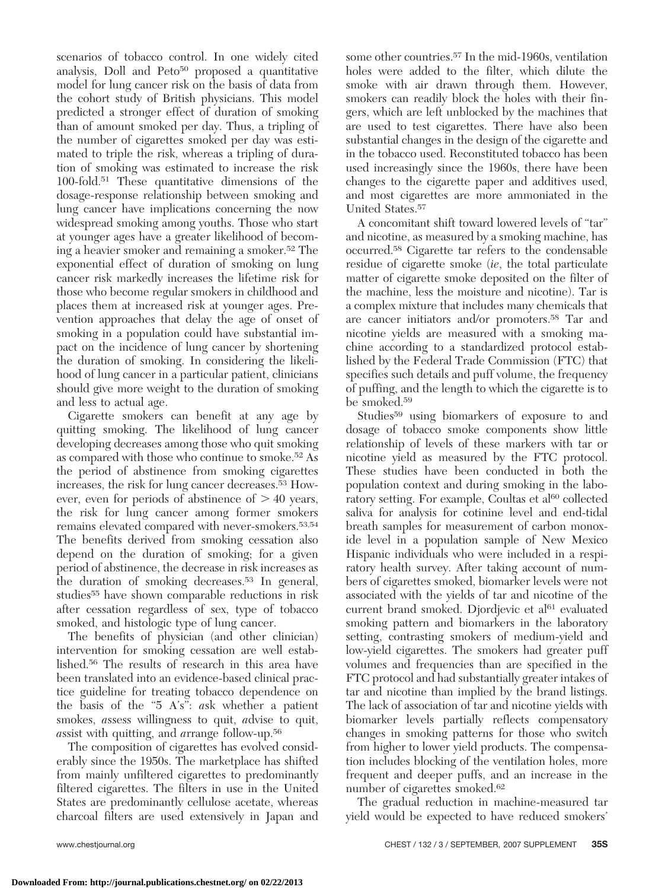scenarios of tobacco control. In one widely cited analysis, Doll and Peto[50] proposed a quantitative model for lung cancer risk on the basis of data from the cohort study of British physicians. This model predicted a stronger effect of duration of smoking than of amount smoked per day. Thus, a tripling of the number of cigarettes smoked per day was estimated to triple the risk, whereas a tripling of duration of smoking was estimated to increase the risk 100-fold.[51] These quantitative dimensions of the dosage-response relationship between smoking and lung cancer have implications concerning the now widespread smoking among youths. Those who start at younger ages have a greater likelihood of becoming a heavier smoker and remaining a smoker.[52] The exponential effect of duration of smoking on lung cancer risk markedly increases the lifetime risk for those who become regular smokers in childhood and places them at increased risk at younger ages. Prevention approaches that delay the age of onset of smoking in a population could have substantial impact on the incidence of lung cancer by shortening the duration of smoking. In considering the likelihood of lung cancer in a particular patient, clinicians should give more weight to the duration of smoking and less to actual age.

Cigarette smokers can benefit at any age by quitting smoking. The likelihood of lung cancer developing decreases among those who quit smoking as compared with those who continue to smoke.[52] As the period of abstinence from smoking cigarettes increases, the risk for lung cancer decreases.[53] However, even for periods of abstinence of > 40 years, the risk for lung cancer among former smokers remains elevated compared with never-smokers.[53,54] The benefits derived from smoking cessation also depend on the duration of smoking; for a given period of abstinence, the decrease in risk increases as the duration of smoking decreases.[53] In general, studies[55] have shown comparable reductions in risk after cessation regardless of sex, type of tobacco smoked, and histologic type of lung cancer.

The benefits of physician (and other clinician) intervention for smoking cessation are well established.[56] The results of research in this area have been translated into an evidence-based clinical practice guideline for treating tobacco dependence on the basis of the "5 A's": *a*sk whether a patient smokes, *a*ssess willingness to quit, *a*dvise to quit, *a*ssist with quitting, and *a*rrange follow-up.[56]

The composition of cigarettes has evolved considerably since the 1950s. The marketplace has shifted from mainly unfiltered cigarettes to predominantly filtered cigarettes. The filters in use in the United States are predominantly cellulose acetate, whereas charcoal filters are used extensively in Japan and some other countries.[57] In the mid-1960s, ventilation holes were added to the filter, which dilute the smoke with air drawn through them. However, smokers can readily block the holes with their fingers, which are left unblocked by the machines that are used to test cigarettes. There have also been substantial changes in the design of the cigarette and in the tobacco used. Reconstituted tobacco has been used increasingly since the 1960s, there have been changes to the cigarette paper and additives used, and most cigarettes are more ammoniated in the United States.[57]

A concomitant shift toward lowered levels of "tar" and nicotine, as measured by a smoking machine, has occurred.[58] Cigarette tar refers to the condensable residue of cigarette smoke (*ie*, the total particulate matter of cigarette smoke deposited on the filter of the machine, less the moisture and nicotine). Tar is a complex mixture that includes many chemicals that are cancer initiators and/or promoters.[58] Tar and nicotine yields are measured with a smoking machine according to a standardized protocol established by the Federal Trade Commission (FTC) that specifies such details and puff volume, the frequency of puffing, and the length to which the cigarette is to be smoked.[59]

Studies[59] using biomarkers of exposure to and dosage of tobacco smoke components show little relationship of levels of these markers with tar or nicotine yield as measured by the FTC protocol. These studies have been conducted in both the population context and during smoking in the laboratory setting. For example, Coultas et al[60] collected saliva for analysis for cotinine level and end-tidal breath samples for measurement of carbon monoxide level in a population sample of New Mexico Hispanic individuals who were included in a respiratory health survey. After taking account of numbers of cigarettes smoked, biomarker levels were not associated with the yields of tar and nicotine of the current brand smoked. Djordjevic et al[61] evaluated smoking pattern and biomarkers in the laboratory setting, contrasting smokers of medium-yield and low-yield cigarettes. The smokers had greater puff volumes and frequencies than are specified in the FTC protocol and had substantially greater intakes of tar and nicotine than implied by the brand listings. The lack of association of tar and nicotine yields with biomarker levels partially reflects compensatory changes in smoking patterns for those who switch from higher to lower yield products. The compensation includes blocking of the ventilation holes, more frequent and deeper puffs, and an increase in the number of cigarettes smoked.[62]

The gradual reduction in machine-measured tar yield would be expected to have reduced smokers'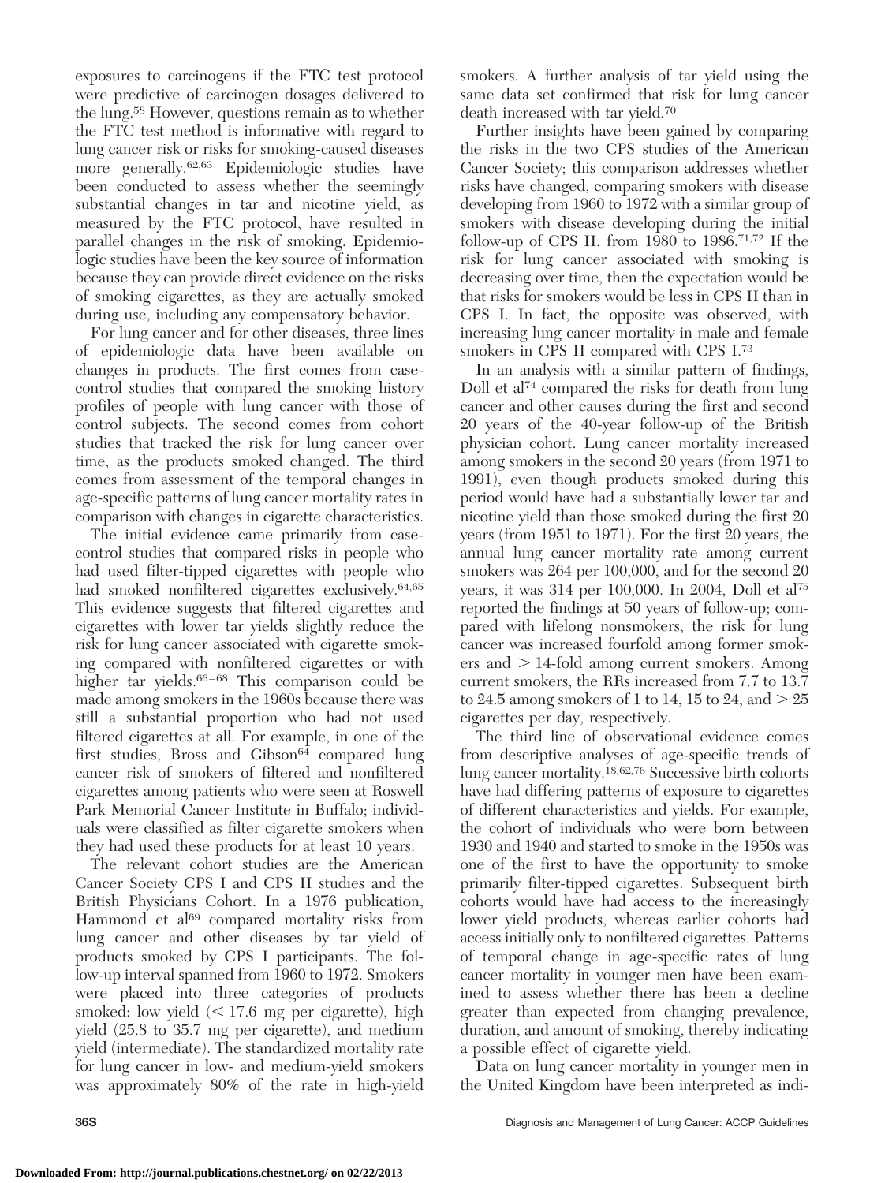exposures to carcinogens if the FTC test protocol were predictive of carcinogen dosages delivered to the lung.[58] However, questions remain as to whether the FTC test method is informative with regard to lung cancer risk or risks for smoking-caused diseases more generally.[62,63] Epidemiologic studies have been conducted to assess whether the seemingly substantial changes in tar and nicotine yield, as measured by the FTC protocol, have resulted in parallel changes in the risk of smoking. Epidemiologic studies have been the key source of information because they can provide direct evidence on the risks of smoking cigarettes, as they are actually smoked during use, including any compensatory behavior.

For lung cancer and for other diseases, three lines of epidemiologic data have been available on changes in products. The first comes from case-control studies that compared the smoking history profiles of people with lung cancer with those of control subjects. The second comes from cohort studies that tracked the risk for lung cancer over time, as the products smoked changed. The third comes from assessment of the temporal changes in age-specific patterns of lung cancer mortality rates in comparison with changes in cigarette characteristics.

The initial evidence came primarily from case-control studies that compared risks in people who had used filter-tipped cigarettes with people who had smoked nonfiltered cigarettes exclusively.[64,65] This evidence suggests that filtered cigarettes and cigarettes with lower tar yields slightly reduce the risk for lung cancer associated with cigarette smoking compared with nonfiltered cigarettes or with higher tar yields.[66–68] This comparison could be made among smokers in the 1960s because there was still a substantial proportion who had not used filtered cigarettes at all. For example, in one of the first studies, Bross and Gibson[64] compared lung cancer risk of smokers of filtered and nonfiltered cigarettes among patients who were seen at Roswell Park Memorial Cancer Institute in Buffalo; individuals were classified as filter cigarette smokers when they had used these products for at least 10 years.

The relevant cohort studies are the American Cancer Society CPS I and CPS II studies and the British Physicians Cohort. In a 1976 publication, Hammond et al[69] compared mortality risks from lung cancer and other diseases by tar yield of products smoked by CPS I participants. The follow-up interval spanned from 1960 to 1972. Smokers were placed into three categories of products smoked: low yield (< 17.6 mg per cigarette), high yield (25.8 to 35.7 mg per cigarette), and medium yield (intermediate). The standardized mortality rate for lung cancer in low- and medium-yield smokers was approximately 80% of the rate in high-yield smokers. A further analysis of tar yield using the same data set confirmed that risk for lung cancer death increased with tar yield.[70]

Further insights have been gained by comparing the risks in the two CPS studies of the American Cancer Society; this comparison addresses whether risks have changed, comparing smokers with disease developing from 1960 to 1972 with a similar group of smokers with disease developing during the initial follow-up of CPS II, from 1980 to 1986.[71,72] If the risk for lung cancer associated with smoking is decreasing over time, then the expectation would be that risks for smokers would be less in CPS II than in CPS I. In fact, the opposite was observed, with increasing lung cancer mortality in male and female smokers in CPS II compared with CPS I.[73]

In an analysis with a similar pattern of findings, Doll et al[74] compared the risks for death from lung cancer and other causes during the first and second 20 years of the 40-year follow-up of the British physician cohort. Lung cancer mortality increased among smokers in the second 20 years (from 1971 to 1991), even though products smoked during this period would have had a substantially lower tar and nicotine yield than those smoked during the first 20 years (from 1951 to 1971). For the first 20 years, the annual lung cancer mortality rate among current smokers was 264 per 100,000, and for the second 20 years, it was 314 per 100,000. In 2004, Doll et al[75] reported the findings at 50 years of follow-up; compared with lifelong nonsmokers, the risk for lung cancer was increased fourfold among former smokers and > 14-fold among current smokers. Among current smokers, the RRs increased from 7.7 to 13.7 to 24.5 among smokers of 1 to 14, 15 to 24, and > 25 cigarettes per day, respectively.

The third line of observational evidence comes from descriptive analyses of age-specific trends of lung cancer mortality.[18,62,76] Successive birth cohorts have had differing patterns of exposure to cigarettes of different characteristics and yields. For example, the cohort of individuals who were born between 1930 and 1940 and started to smoke in the 1950s was one of the first to have the opportunity to smoke primarily filter-tipped cigarettes. Subsequent birth cohorts would have had access to the increasingly lower yield products, whereas earlier cohorts had access initially only to nonfiltered cigarettes. Patterns of temporal change in age-specific rates of lung cancer mortality in younger men have been examined to assess whether there has been a decline greater than expected from changing prevalence, duration, and amount of smoking, thereby indicating a possible effect of cigarette yield.

Data on lung cancer mortality in younger men in the United Kingdom have been interpreted as indi-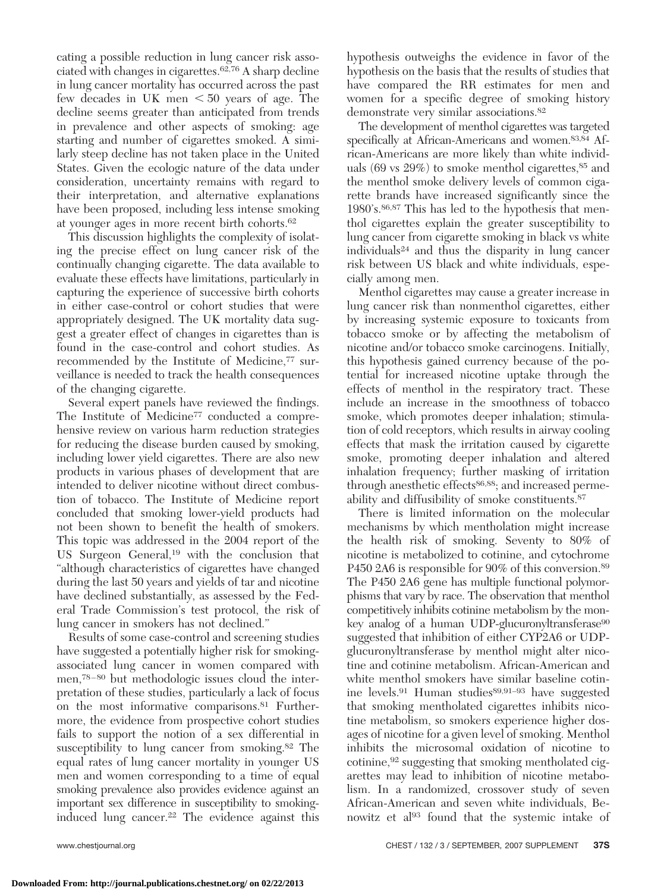cating a possible reduction in lung cancer risk associated with changes in cigarettes.[62,76] A sharp decline in lung cancer mortality has occurred across the past few decades in UK men < 50 years of age. The decline seems greater than anticipated from trends in prevalence and other aspects of smoking: age starting and number of cigarettes smoked. A similarly steep decline has not taken place in the United States. Given the ecologic nature of the data under consideration, uncertainty remains with regard to their interpretation, and alternative explanations have been proposed, including less intense smoking at younger ages in more recent birth cohorts.[62]

This discussion highlights the complexity of isolating the precise effect on lung cancer risk of the continually changing cigarette. The data available to evaluate these effects have limitations, particularly in capturing the experience of successive birth cohorts in either case-control or cohort studies that were appropriately designed. The UK mortality data suggest a greater effect of changes in cigarettes than is found in the case-control and cohort studies. As recommended by the Institute of Medicine,[77] surveillance is needed to track the health consequences of the changing cigarette.

Several expert panels have reviewed the findings. The Institute of Medicine[77] conducted a comprehensive review on various harm reduction strategies for reducing the disease burden caused by smoking, including lower yield cigarettes. There are also new products in various phases of development that are intended to deliver nicotine without direct combustion of tobacco. The Institute of Medicine report concluded that smoking lower-yield products had not been shown to benefit the health of smokers. This topic was addressed in the 2004 report of the US Surgeon General,[19] with the conclusion that "although characteristics of cigarettes have changed during the last 50 years and yields of tar and nicotine have declined substantially, as assessed by the Federal Trade Commission's test protocol, the risk of lung cancer in smokers has not declined."

Results of some case-control and screening studies have suggested a potentially higher risk for smoking-associated lung cancer in women compared with men,[78–80] but methodologic issues cloud the interpretation of these studies, particularly a lack of focus on the most informative comparisons.[81] Furthermore, the evidence from prospective cohort studies fails to support the notion of a sex differential in susceptibility to lung cancer from smoking.[82] The equal rates of lung cancer mortality in younger US men and women corresponding to a time of equal smoking prevalence also provides evidence against an important sex difference in susceptibility to smoking-induced lung cancer.[22] The evidence against this hypothesis outweighs the evidence in favor of the hypothesis on the basis that the results of studies that have compared the RR estimates for men and women for a specific degree of smoking history demonstrate very similar associations.[82]

The development of menthol cigarettes was targeted specifically at African-Americans and women.[83,84] African-Americans are more likely than white individuals (69 vs 29%) to smoke menthol cigarettes,[85] and the menthol smoke delivery levels of common cigarette brands have increased significantly since the 1980's.[86,87] This has led to the hypothesis that menthol cigarettes explain the greater susceptibility to lung cancer from cigarette smoking in black vs white individuals[24] and thus the disparity in lung cancer risk between US black and white individuals, especially among men.

Menthol cigarettes may cause a greater increase in lung cancer risk than nonmenthol cigarettes, either by increasing systemic exposure to toxicants from tobacco smoke or by affecting the metabolism of nicotine and/or tobacco smoke carcinogens. Initially, this hypothesis gained currency because of the potential for increased nicotine uptake through the effects of menthol in the respiratory tract. These include an increase in the smoothness of tobacco smoke, which promotes deeper inhalation; stimulation of cold receptors, which results in airway cooling effects that mask the irritation caused by cigarette smoke, promoting deeper inhalation and altered inhalation frequency; further masking of irritation through anesthetic effects[86,88]; and increased permeability and diffusibility of smoke constituents.[87]

There is limited information on the molecular mechanisms by which mentholation might increase the health risk of smoking. Seventy to 80% of nicotine is metabolized to cotinine, and cytochrome P450 2A6 is responsible for 90% of this conversion.[89] The P450 2A6 gene has multiple functional polymorphisms that vary by race. The observation that menthol competitively inhibits cotinine metabolism by the monkey analog of a human UDP-glucuronyltransferase[90] suggested that inhibition of either CYP2A6 or UDP-glucuronyltransferase by menthol might alter nicotine and cotinine metabolism. African-American and white menthol smokers have similar baseline cotinine levels.[91] Human studies[89,91–93] have suggested that smoking mentholated cigarettes inhibits nicotine metabolism, so smokers experience higher dosages of nicotine for a given level of smoking. Menthol inhibits the microsomal oxidation of nicotine to cotinine,[92] suggesting that smoking mentholated cigarettes may lead to inhibition of nicotine metabolism. In a randomized, crossover study of seven African-American and seven white individuals, Benowitz et al[93] found that the systemic intake of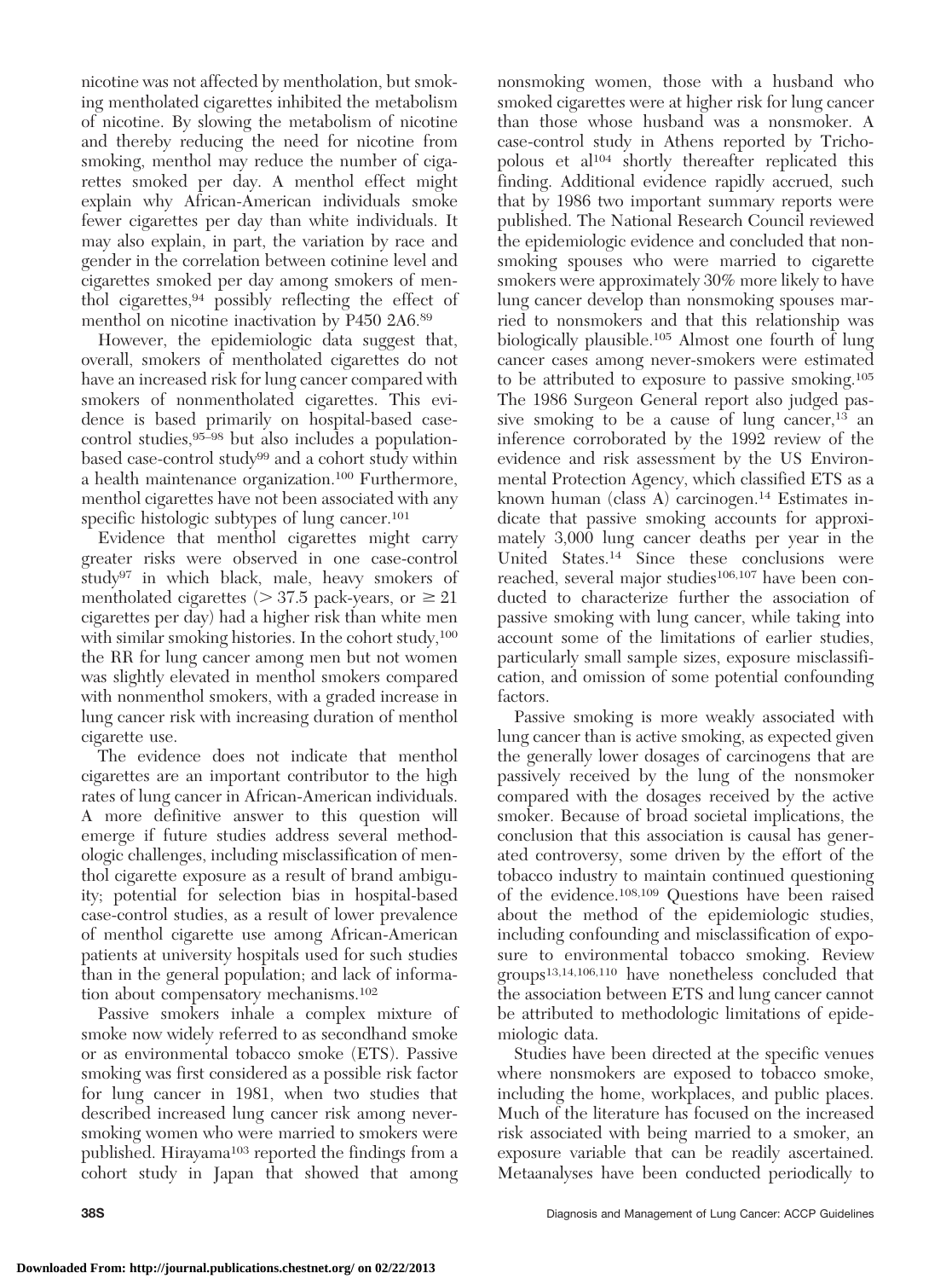nicotine was not affected by mentholation, but smoking mentholated cigarettes inhibited the metabolism of nicotine. By slowing the metabolism of nicotine and thereby reducing the need for nicotine from smoking, menthol may reduce the number of cigarettes smoked per day. A menthol effect might explain why African-American individuals smoke fewer cigarettes per day than white individuals. It may also explain, in part, the variation by race and gender in the correlation between cotinine level and cigarettes smoked per day among smokers of menthol cigarettes,[94] possibly reflecting the effect of menthol on nicotine inactivation by P450 2A6.[89]

However, the epidemiologic data suggest that, overall, smokers of mentholated cigarettes do not have an increased risk for lung cancer compared with smokers of nonmentholated cigarettes. This evidence is based primarily on hospital-based case-control studies,[95–98] but also includes a population-based case-control study[99] and a cohort study within a health maintenance organization.[100] Furthermore, menthol cigarettes have not been associated with any specific histologic subtypes of lung cancer.[101]

Evidence that menthol cigarettes might carry greater risks were observed in one case-control study[97] in which black, male, heavy smokers of mentholated cigarettes ($> 37.5$ pack-years, or $\geq 21$ cigarettes per day) had a higher risk than white men with similar smoking histories. In the cohort study,[100] the RR for lung cancer among men but not women was slightly elevated in menthol smokers compared with nonmenthol smokers, with a graded increase in lung cancer risk with increasing duration of menthol cigarette use.

The evidence does not indicate that menthol cigarettes are an important contributor to the high rates of lung cancer in African-American individuals. A more definitive answer to this question will emerge if future studies address several methodologic challenges, including misclassification of menthol cigarette exposure as a result of brand ambiguity; potential for selection bias in hospital-based case-control studies, as a result of lower prevalence of menthol cigarette use among African-American patients at university hospitals used for such studies than in the general population; and lack of information about compensatory mechanisms.[102]

Passive smokers inhale a complex mixture of smoke now widely referred to as secondhand smoke or as environmental tobacco smoke (ETS). Passive smoking was first considered as a possible risk factor for lung cancer in 1981, when two studies that described increased lung cancer risk among never-smoking women who were married to smokers were published. Hirayama[103] reported the findings from a cohort study in Japan that showed that among nonsmoking women, those with a husband who smoked cigarettes were at higher risk for lung cancer than those whose husband was a nonsmoker. A case-control study in Athens reported by Trichopolous et al[104] shortly thereafter replicated this finding. Additional evidence rapidly accrued, such that by 1986 two important summary reports were published. The National Research Council reviewed the epidemiologic evidence and concluded that nonsmoking spouses who were married to cigarette smokers were approximately 30% more likely to have lung cancer develop than nonsmoking spouses married to nonsmokers and that this relationship was biologically plausible.[105] Almost one fourth of lung cancer cases among never-smokers were estimated to be attributed to exposure to passive smoking.[105] The 1986 Surgeon General report also judged passive smoking to be a cause of lung cancer,[13] an inference corroborated by the 1992 review of the evidence and risk assessment by the US Environmental Protection Agency, which classified ETS as a known human (class A) carcinogen.[14] Estimates indicate that passive smoking accounts for approximately 3,000 lung cancer deaths per year in the United States.[14] Since these conclusions were reached, several major studies[106,107] have been conducted to characterize further the association of passive smoking with lung cancer, while taking into account some of the limitations of earlier studies, particularly small sample sizes, exposure misclassification, and omission of some potential confounding factors.

Passive smoking is more weakly associated with lung cancer than is active smoking, as expected given the generally lower dosages of carcinogens that are passively received by the lung of the nonsmoker compared with the dosages received by the active smoker. Because of broad societal implications, the conclusion that this association is causal has generated controversy, some driven by the effort of the tobacco industry to maintain continued questioning of the evidence.[108,109] Questions have been raised about the method of the epidemiologic studies, including confounding and misclassification of exposure to environmental tobacco smoking. Review groups[13,14,106,110] have nonetheless concluded that the association between ETS and lung cancer cannot be attributed to methodologic limitations of epidemiologic data.

Studies have been directed at the specific venues where nonsmokers are exposed to tobacco smoke, including the home, workplaces, and public places. Much of the literature has focused on the increased risk associated with being married to a smoker, an exposure variable that can be readily ascertained. Metaanalyses have been conducted periodically to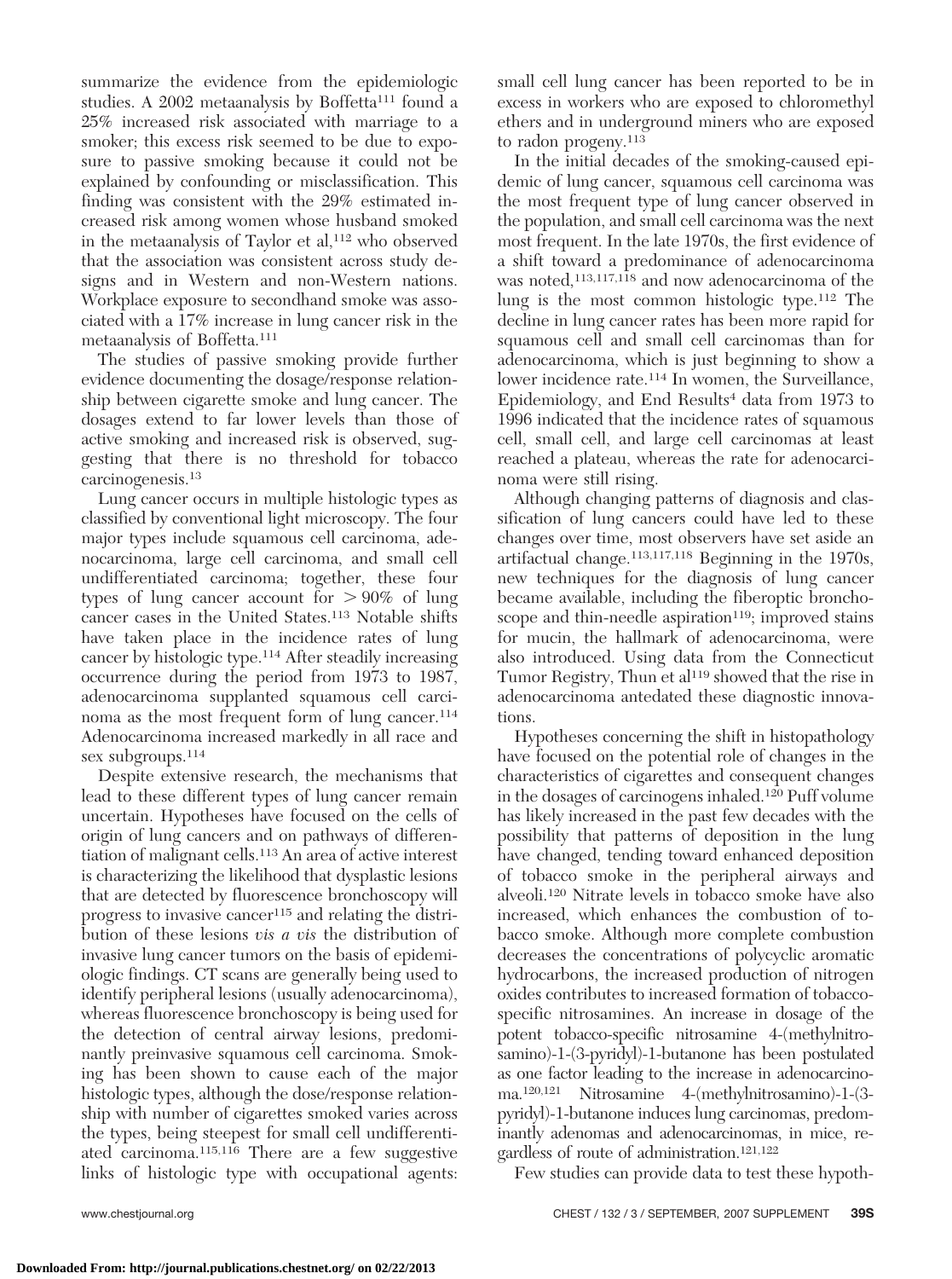summarize the evidence from the epidemiologic studies. A 2002 metaanalysis by Boffetta[111] found a 25% increased risk associated with marriage to a smoker; this excess risk seemed to be due to exposure to passive smoking because it could not be explained by confounding or misclassification. This finding was consistent with the 29% estimated increased risk among women whose husband smoked in the metaanalysis of Taylor et al,[112] who observed that the association was consistent across study designs and in Western and non-Western nations. Workplace exposure to secondhand smoke was associated with a 17% increase in lung cancer risk in the metaanalysis of Boffetta.[111]

The studies of passive smoking provide further evidence documenting the dosage/response relationship between cigarette smoke and lung cancer. The dosages extend to far lower levels than those of active smoking and increased risk is observed, suggesting that there is no threshold for tobacco carcinogenesis.[13]

Lung cancer occurs in multiple histologic types as classified by conventional light microscopy. The four major types include squamous cell carcinoma, adenocarcinoma, large cell carcinoma, and small cell undifferentiated carcinoma; together, these four types of lung cancer account for $> 90\%$ of lung cancer cases in the United States.[113] Notable shifts have taken place in the incidence rates of lung cancer by histologic type.[114] After steadily increasing occurrence during the period from 1973 to 1987, adenocarcinoma supplanted squamous cell carcinoma as the most frequent form of lung cancer.[114] Adenocarcinoma increased markedly in all race and sex subgroups.[114]

Despite extensive research, the mechanisms that lead to these different types of lung cancer remain uncertain. Hypotheses have focused on the cells of origin of lung cancers and on pathways of differentiation of malignant cells.[113] An area of active interest is characterizing the likelihood that dysplastic lesions that are detected by fluorescence bronchoscopy will progress to invasive cancer[115] and relating the distribution of these lesions *vis a vis* the distribution of invasive lung cancer tumors on the basis of epidemiologic findings. CT scans are generally being used to identify peripheral lesions (usually adenocarcinoma), whereas fluorescence bronchoscopy is being used for the detection of central airway lesions, predominantly preinvasive squamous cell carcinoma. Smoking has been shown to cause each of the major histologic types, although the dose/response relationship with number of cigarettes smoked varies across the types, being steepest for small cell undifferentiated carcinoma.[115,116] There are a few suggestive links of histologic type with occupational agents: small cell lung cancer has been reported to be in excess in workers who are exposed to chloromethyl ethers and in underground miners who are exposed to radon progeny.[113]

In the initial decades of the smoking-caused epidemic of lung cancer, squamous cell carcinoma was the most frequent type of lung cancer observed in the population, and small cell carcinoma was the next most frequent. In the late 1970s, the first evidence of a shift toward a predominance of adenocarcinoma was noted,[113,117,118] and now adenocarcinoma of the lung is the most common histologic type.[112] The decline in lung cancer rates has been more rapid for squamous cell and small cell carcinomas than for adenocarcinoma, which is just beginning to show a lower incidence rate.[114] In women, the Surveillance, Epidemiology, and End Results[4] data from 1973 to 1996 indicated that the incidence rates of squamous cell, small cell, and large cell carcinomas at least reached a plateau, whereas the rate for adenocarcinoma were still rising.

Although changing patterns of diagnosis and classification of lung cancers could have led to these changes over time, most observers have set aside an artifactual change.[113,117,118] Beginning in the 1970s, new techniques for the diagnosis of lung cancer became available, including the fiberoptic bronchoscope and thin-needle aspiration[119]; improved stains for mucin, the hallmark of adenocarcinoma, were also introduced. Using data from the Connecticut Tumor Registry, Thun et al[119] showed that the rise in adenocarcinoma antedated these diagnostic innovations.

Hypotheses concerning the shift in histopathology have focused on the potential role of changes in the characteristics of cigarettes and consequent changes in the dosages of carcinogens inhaled.[120] Puff volume has likely increased in the past few decades with the possibility that patterns of deposition in the lung have changed, tending toward enhanced deposition of tobacco smoke in the peripheral airways and alveoli.[120] Nitrate levels in tobacco smoke have also increased, which enhances the combustion of tobacco smoke. Although more complete combustion decreases the concentrations of polycyclic aromatic hydrocarbons, the increased production of nitrogen oxides contributes to increased formation of tobacco-specific nitrosamines. An increase in dosage of the potent tobacco-specific nitrosamine 4-(methylnitrosamino)-1-(3-pyridyl)-1-butanone has been postulated as one factor leading to the increase in adenocarcinoma.[120,121] Nitrosamine 4-(methylnitrosamino)-1-(3-pyridyl)-1-butanone induces lung carcinomas, predominantly adenomas and adenocarcinomas, in mice, regardless of route of administration.[121,122]

Few studies can provide data to test these hypoth-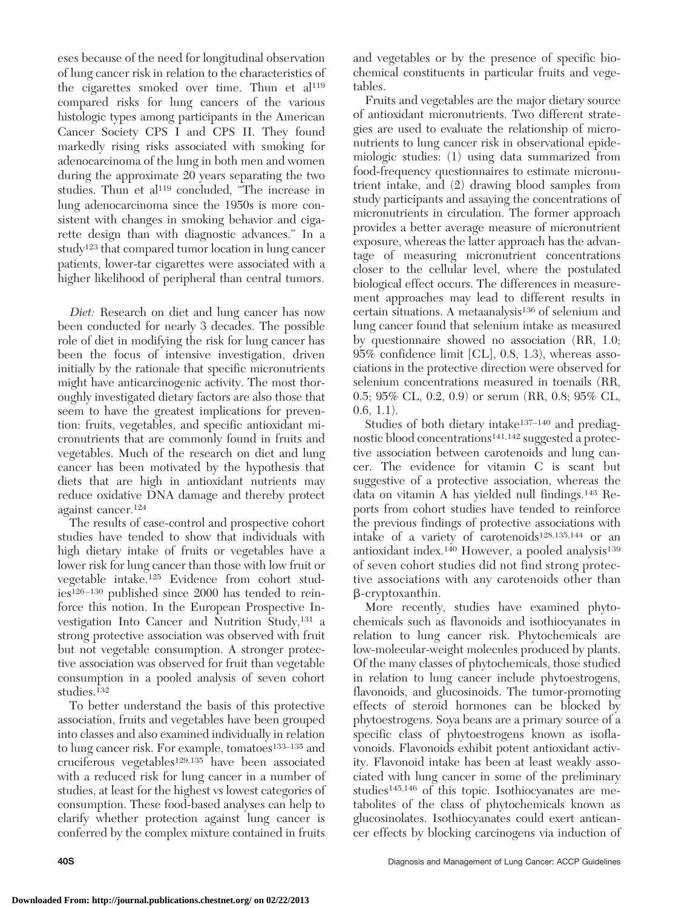eses because of the need for longitudinal observation of lung cancer risk in relation to the characteristics of the cigarettes smoked over time. Thun et al[119] compared risks for lung cancers of the various histologic types among participants in the American Cancer Society CPS I and CPS II. They found markedly rising risks associated with smoking for adenocarcinoma of the lung in both men and women during the approximate 20 years separating the two studies. Thun et al[119] concluded, "The increase in lung adenocarcinoma since the 1950s is more consistent with changes in smoking behavior and cigarette design than with diagnostic advances." In a study[123] that compared tumor location in lung cancer patients, lower-tar cigarettes were associated with a higher likelihood of peripheral than central tumors.

*Diet:* Research on diet and lung cancer has now been conducted for nearly 3 decades. The possible role of diet in modifying the risk for lung cancer has been the focus of intensive investigation, driven initially by the rationale that specific micronutrients might have anticarcinogenic activity. The most thoroughly investigated dietary factors are also those that seem to have the greatest implications for prevention: fruits, vegetables, and specific antioxidant micronutrients that are commonly found in fruits and vegetables. Much of the research on diet and lung cancer has been motivated by the hypothesis that diets that are high in antioxidant nutrients may reduce oxidative DNA damage and thereby protect against cancer.[124]

The results of case-control and prospective cohort studies have tended to show that individuals with high dietary intake of fruits or vegetables have a lower risk for lung cancer than those with low fruit or vegetable intake.[125] Evidence from cohort studies[126–130] published since 2000 has tended to reinforce this notion. In the European Prospective Investigation Into Cancer and Nutrition Study,[131] a strong protective association was observed with fruit but not vegetable consumption. A stronger protective association was observed for fruit than vegetable consumption in a pooled analysis of seven cohort studies.[132]

To better understand the basis of this protective association, fruits and vegetables have been grouped into classes and also examined individually in relation to lung cancer risk. For example, tomatoes[133–135] and cruciferous vegetables[129,135] have been associated with a reduced risk for lung cancer in a number of studies, at least for the highest vs lowest categories of consumption. These food-based analyses can help to clarify whether protection against lung cancer is conferred by the complex mixture contained in fruits and vegetables or by the presence of specific biochemical constituents in particular fruits and vegetables.

Fruits and vegetables are the major dietary source of antioxidant micronutrients. Two different strategies are used to evaluate the relationship of micronutrients to lung cancer risk in observational epidemiologic studies: (1) using data summarized from food-frequency questionnaires to estimate micronutrient intake, and (2) drawing blood samples from study participants and assaying the concentrations of micronutrients in circulation. The former approach provides a better average measure of micronutrient exposure, whereas the latter approach has the advantage of measuring micronutrient concentrations closer to the cellular level, where the postulated biological effect occurs. The differences in measurement approaches may lead to different results in certain situations. A metaanalysis[136] of selenium and lung cancer found that selenium intake as measured by questionnaire showed no association (RR, 1.0; 95% confidence limit [CL], 0.8, 1.3), whereas associations in the protective direction were observed for selenium concentrations measured in toenails (RR, 0.5; 95% CL, 0.2, 0.9) or serum (RR, 0.8; 95% CL, 0.6, 1.1).

Studies of both dietary intake[137–140] and prediagnostic blood concentrations[141,142] suggested a protective association between carotenoids and lung cancer. The evidence for vitamin C is scant but suggestive of a protective association, whereas the data on vitamin A has yielded null findings.[143] Reports from cohort studies have tended to reinforce the previous findings of protective associations with intake of a variety of carotenoids[128,135,144] or an antioxidant index.[140] However, a pooled analysis[139] of seven cohort studies did not find strong protective associations with any carotenoids other than β-cryptoxanthin.

More recently, studies have examined phytochemicals such as flavonoids and isothiocyanates in relation to lung cancer risk. Phytochemicals are low-molecular-weight molecules produced by plants. Of the many classes of phytochemicals, those studied in relation to lung cancer include phytoestrogens, flavonoids, and glucosinoids. The tumor-promoting effects of steroid hormones can be blocked by phytoestrogens. Soya beans are a primary source of a specific class of phytoestrogens known as isoflavonoids. Flavonoids exhibit potent antioxidant activity. Flavonoid intake has been at least weakly associated with lung cancer in some of the preliminary studies[145,146] of this topic. Isothiocyanates are metabolites of the class of phytochemicals known as glucosinolates. Isothiocyanates could exert anticancer effects by blocking carcinogens via induction of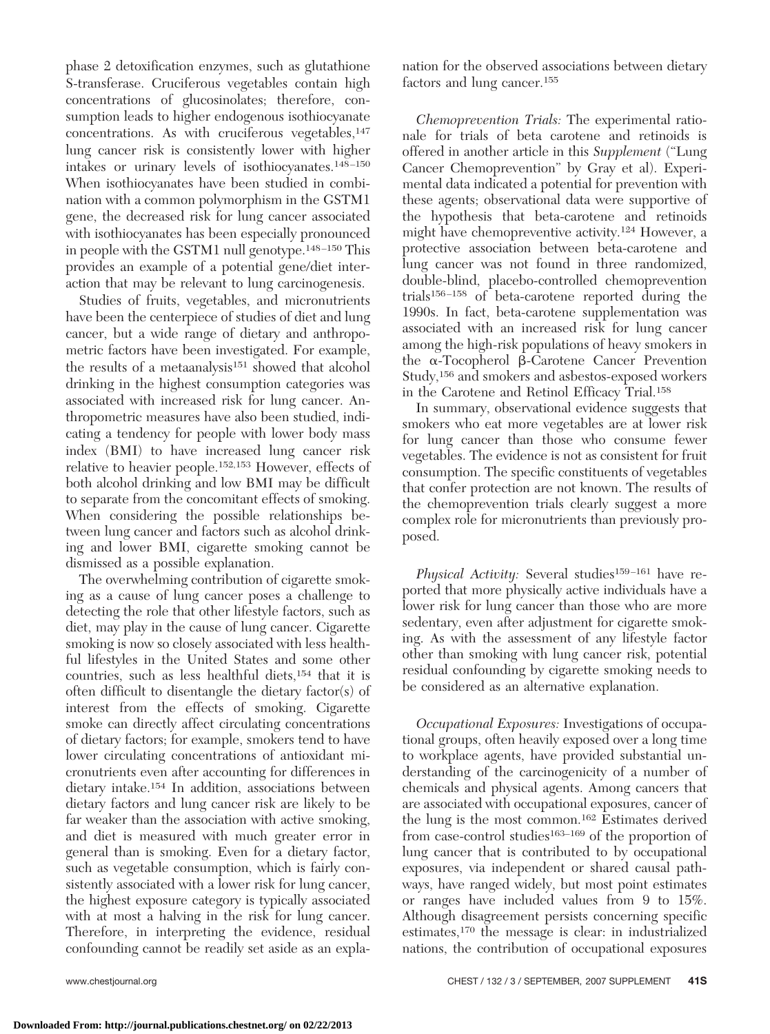phase 2 detoxification enzymes, such as glutathione S-transferase. Cruciferous vegetables contain high concentrations of glucosinolates; therefore, consumption leads to higher endogenous isothiocyanate concentrations. As with cruciferous vegetables,[147] lung cancer risk is consistently lower with higher intakes or urinary levels of isothiocyanates.[148–150] When isothiocyanates have been studied in combination with a common polymorphism in the GSTM1 gene, the decreased risk for lung cancer associated with isothiocyanates has been especially pronounced in people with the GSTM1 null genotype.[148–150] This provides an example of a potential gene/diet interaction that may be relevant to lung carcinogenesis.

Studies of fruits, vegetables, and micronutrients have been the centerpiece of studies of diet and lung cancer, but a wide range of dietary and anthropometric factors have been investigated. For example, the results of a metaanalysis[151] showed that alcohol drinking in the highest consumption categories was associated with increased risk for lung cancer. Anthropometric measures have also been studied, indicating a tendency for people with lower body mass index (BMI) to have increased lung cancer risk relative to heavier people.[152,153] However, effects of both alcohol drinking and low BMI may be difficult to separate from the concomitant effects of smoking. When considering the possible relationships between lung cancer and factors such as alcohol drinking and lower BMI, cigarette smoking cannot be dismissed as a possible explanation.

The overwhelming contribution of cigarette smoking as a cause of lung cancer poses a challenge to detecting the role that other lifestyle factors, such as diet, may play in the cause of lung cancer. Cigarette smoking is now so closely associated with less healthful lifestyles in the United States and some other countries, such as less healthful diets,[154] that it is often difficult to disentangle the dietary factor(s) of interest from the effects of smoking. Cigarette smoke can directly affect circulating concentrations of dietary factors; for example, smokers tend to have lower circulating concentrations of antioxidant micronutrients even after accounting for differences in dietary intake.[154] In addition, associations between dietary factors and lung cancer risk are likely to be far weaker than the association with active smoking, and diet is measured with much greater error in general than is smoking. Even for a dietary factor, such as vegetable consumption, which is fairly consistently associated with a lower risk for lung cancer, the highest exposure category is typically associated with at most a halving in the risk for lung cancer. Therefore, in interpreting the evidence, residual confounding cannot be readily set aside as an explanation for the observed associations between dietary factors and lung cancer.[155]

*Chemoprevention Trials:* The experimental rationale for trials of beta carotene and retinoids is offered in another article in this *Supplement* ("Lung Cancer Chemoprevention" by Gray et al). Experimental data indicated a potential for prevention with these agents; observational data were supportive of the hypothesis that beta-carotene and retinoids might have chemopreventive activity.[124] However, a protective association between beta-carotene and lung cancer was not found in three randomized, double-blind, placebo-controlled chemoprevention trials[156–158] of beta-carotene reported during the 1990s. In fact, beta-carotene supplementation was associated with an increased risk for lung cancer among the high-risk populations of heavy smokers in the α-Tocopherol β-Carotene Cancer Prevention Study,[156] and smokers and asbestos-exposed workers in the Carotene and Retinol Efficacy Trial.[158]

In summary, observational evidence suggests that smokers who eat more vegetables are at lower risk for lung cancer than those who consume fewer vegetables. The evidence is not as consistent for fruit consumption. The specific constituents of vegetables that confer protection are not known. The results of the chemoprevention trials clearly suggest a more complex role for micronutrients than previously proposed.

*Physical Activity:* Several studies[159–161] have reported that more physically active individuals have a lower risk for lung cancer than those who are more sedentary, even after adjustment for cigarette smoking. As with the assessment of any lifestyle factor other than smoking with lung cancer risk, potential residual confounding by cigarette smoking needs to be considered as an alternative explanation.

*Occupational Exposures:* Investigations of occupational groups, often heavily exposed over a long time to workplace agents, have provided substantial understanding of the carcinogenicity of a number of chemicals and physical agents. Among cancers that are associated with occupational exposures, cancer of the lung is the most common.[162] Estimates derived from case-control studies[163–169] of the proportion of lung cancer that is contributed to by occupational exposures, via independent or shared causal pathways, have ranged widely, but most point estimates or ranges have included values from 9 to 15%. Although disagreement persists concerning specific estimates,[170] the message is clear: in industrialized nations, the contribution of occupational exposures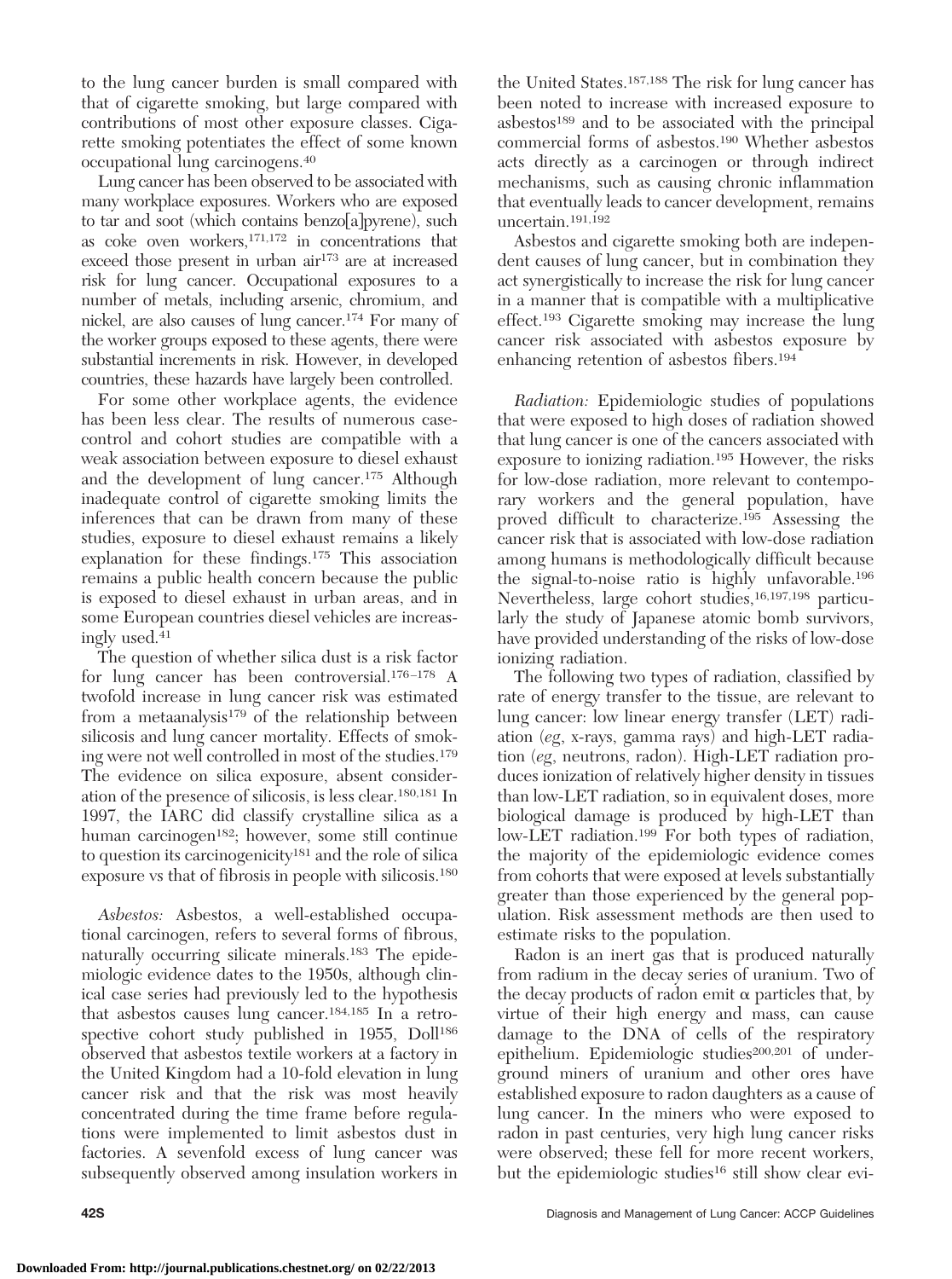to the lung cancer burden is small compared with that of cigarette smoking, but large compared with contributions of most other exposure classes. Cigarette smoking potentiates the effect of some known occupational lung carcinogens.[40]

Lung cancer has been observed to be associated with many workplace exposures. Workers who are exposed to tar and soot (which contains benzo[a]pyrene), such as coke oven workers,[171,172] in concentrations that exceed those present in urban air[173] are at increased risk for lung cancer. Occupational exposures to a number of metals, including arsenic, chromium, and nickel, are also causes of lung cancer.[174] For many of the worker groups exposed to these agents, there were substantial increments in risk. However, in developed countries, these hazards have largely been controlled.

For some other workplace agents, the evidence has been less clear. The results of numerous case-control and cohort studies are compatible with a weak association between exposure to diesel exhaust and the development of lung cancer.[175] Although inadequate control of cigarette smoking limits the inferences that can be drawn from many of these studies, exposure to diesel exhaust remains a likely explanation for these findings.[175] This association remains a public health concern because the public is exposed to diesel exhaust in urban areas, and in some European countries diesel vehicles are increasingly used.[41]

The question of whether silica dust is a risk factor for lung cancer has been controversial.[176–178] A twofold increase in lung cancer risk was estimated from a metaanalysis[179] of the relationship between silicosis and lung cancer mortality. Effects of smoking were not well controlled in most of the studies.[179] The evidence on silica exposure, absent consideration of the presence of silicosis, is less clear.[180,181] In 1997, the IARC did classify crystalline silica as a human carcinogen[182]; however, some still continue to question its carcinogenicity[181] and the role of silica exposure vs that of fibrosis in people with silicosis.[180]

*Asbestos:* Asbestos, a well-established occupational carcinogen, refers to several forms of fibrous, naturally occurring silicate minerals.[183] The epidemiologic evidence dates to the 1950s, although clinical case series had previously led to the hypothesis that asbestos causes lung cancer.[184,185] In a retrospective cohort study published in 1955, Doll[186] observed that asbestos textile workers at a factory in the United Kingdom had a 10-fold elevation in lung cancer risk and that the risk was most heavily concentrated during the time frame before regulations were implemented to limit asbestos dust in factories. A sevenfold excess of lung cancer was subsequently observed among insulation workers in the United States.[187,188] The risk for lung cancer has been noted to increase with increased exposure to asbestos[189] and to be associated with the principal commercial forms of asbestos.[190] Whether asbestos acts directly as a carcinogen or through indirect mechanisms, such as causing chronic inflammation that eventually leads to cancer development, remains uncertain.[191,192]

Asbestos and cigarette smoking both are independent causes of lung cancer, but in combination they act synergistically to increase the risk for lung cancer in a manner that is compatible with a multiplicative effect.[193] Cigarette smoking may increase the lung cancer risk associated with asbestos exposure by enhancing retention of asbestos fibers.[194]

*Radiation:* Epidemiologic studies of populations that were exposed to high doses of radiation showed that lung cancer is one of the cancers associated with exposure to ionizing radiation.[195] However, the risks for low-dose radiation, more relevant to contemporary workers and the general population, have proved difficult to characterize.[195] Assessing the cancer risk that is associated with low-dose radiation among humans is methodologically difficult because the signal-to-noise ratio is highly unfavorable.[196] Nevertheless, large cohort studies,[16,197,198] particularly the study of Japanese atomic bomb survivors, have provided understanding of the risks of low-dose ionizing radiation.

The following two types of radiation, classified by rate of energy transfer to the tissue, are relevant to lung cancer: low linear energy transfer (LET) radiation (*eg*, x-rays, gamma rays) and high-LET radiation (*eg*, neutrons, radon). High-LET radiation produces ionization of relatively higher density in tissues than low-LET radiation, so in equivalent doses, more biological damage is produced by high-LET than low-LET radiation.[199] For both types of radiation, the majority of the epidemiologic evidence comes from cohorts that were exposed at levels substantially greater than those experienced by the general population. Risk assessment methods are then used to estimate risks to the population.

Radon is an inert gas that is produced naturally from radium in the decay series of uranium. Two of the decay products of radon emit $\alpha$ particles that, by virtue of their high energy and mass, can cause damage to the DNA of cells of the respiratory epithelium. Epidemiologic studies[200,201] of underground miners of uranium and other ores have established exposure to radon daughters as a cause of lung cancer. In the miners who were exposed to radon in past centuries, very high lung cancer risks were observed; these fell for more recent workers, but the epidemiologic studies[16] still show clear evi-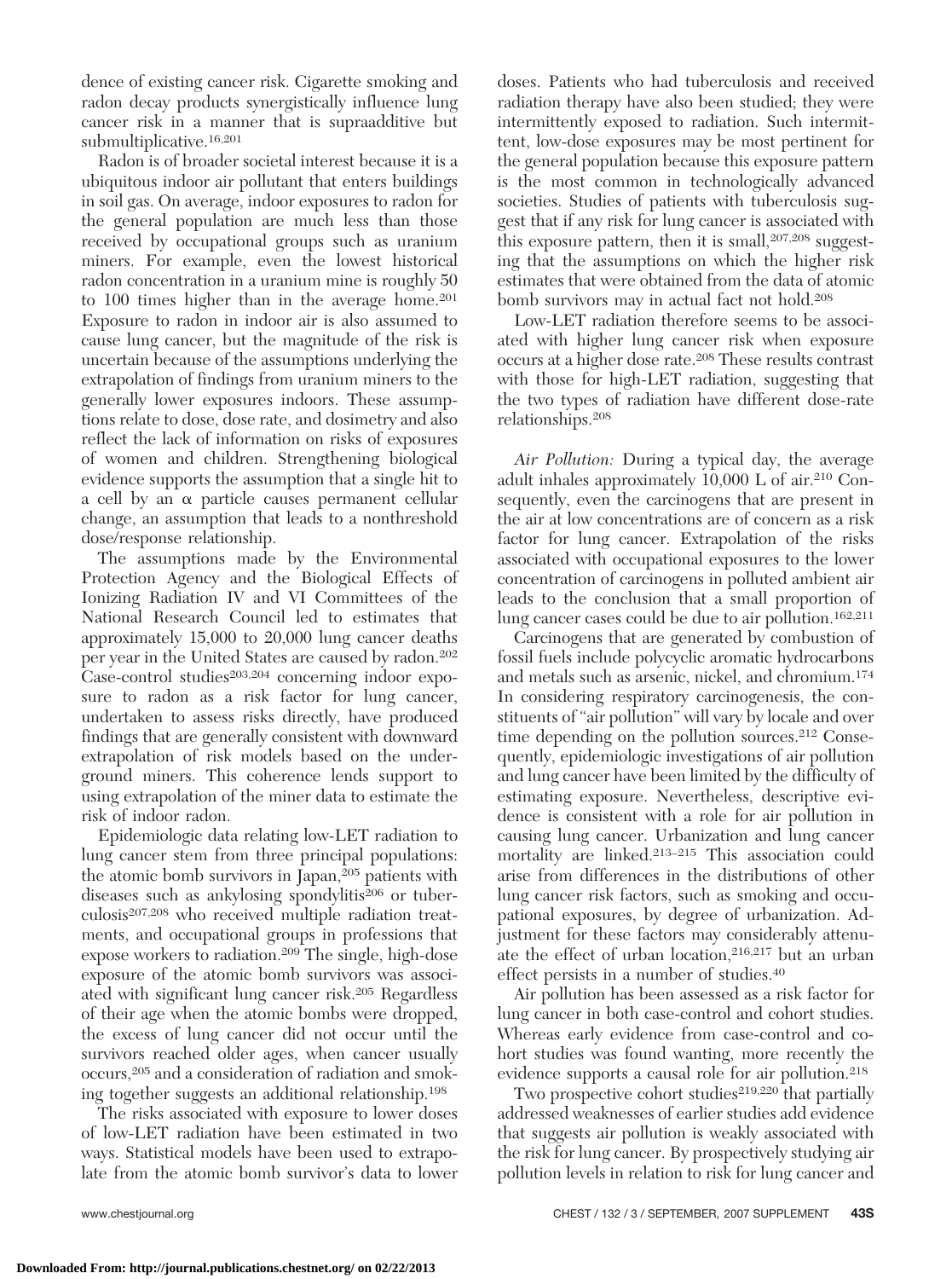dence of existing cancer risk. Cigarette smoking and radon decay products synergistically influence lung cancer risk in a manner that is supraadditive but submultiplicative.[16,201]

Radon is of broader societal interest because it is a ubiquitous indoor air pollutant that enters buildings in soil gas. On average, indoor exposures to radon for the general population are much less than those received by occupational groups such as uranium miners. For example, even the lowest historical radon concentration in a uranium mine is roughly 50 to 100 times higher than in the average home.[201] Exposure to radon in indoor air is also assumed to cause lung cancer, but the magnitude of the risk is uncertain because of the assumptions underlying the extrapolation of findings from uranium miners to the generally lower exposures indoors. These assumptions relate to dose, dose rate, and dosimetry and also reflect the lack of information on risks of exposures of women and children. Strengthening biological evidence supports the assumption that a single hit to a cell by an $\alpha$ particle causes permanent cellular change, an assumption that leads to a nonthreshold dose/response relationship.

The assumptions made by the Environmental Protection Agency and the Biological Effects of Ionizing Radiation IV and VI Committees of the National Research Council led to estimates that approximately 15,000 to 20,000 lung cancer deaths per year in the United States are caused by radon.[202] Case-control studies[203,204] concerning indoor exposure to radon as a risk factor for lung cancer, undertaken to assess risks directly, have produced findings that are generally consistent with downward extrapolation of risk models based on the underground miners. This coherence lends support to using extrapolation of the miner data to estimate the risk of indoor radon.

Epidemiologic data relating low-LET radiation to lung cancer stem from three principal populations: the atomic bomb survivors in Japan,[205] patients with diseases such as ankylosing spondylitis[206] or tuberculosis[207,208] who received multiple radiation treatments, and occupational groups in professions that expose workers to radiation.[209] The single, high-dose exposure of the atomic bomb survivors was associated with significant lung cancer risk.[205] Regardless of their age when the atomic bombs were dropped, the excess of lung cancer did not occur until the survivors reached older ages, when cancer usually occurs,[205] and a consideration of radiation and smoking together suggests an additional relationship.[198]

The risks associated with exposure to lower doses of low-LET radiation have been estimated in two ways. Statistical models have been used to extrapolate from the atomic bomb survivor's data to lower doses. Patients who had tuberculosis and received radiation therapy have also been studied; they were intermittently exposed to radiation. Such intermittent, low-dose exposures may be most pertinent for the general population because this exposure pattern is the most common in technologically advanced societies. Studies of patients with tuberculosis suggest that if any risk for lung cancer is associated with this exposure pattern, then it is small,[207,208] suggesting that the assumptions on which the higher risk estimates that were obtained from the data of atomic bomb survivors may in actual fact not hold.[208]

Low-LET radiation therefore seems to be associated with higher lung cancer risk when exposure occurs at a higher dose rate.[208] These results contrast with those for high-LET radiation, suggesting that the two types of radiation have different dose-rate relationships.[208]

*Air Pollution:* During a typical day, the average adult inhales approximately 10,000 L of air.[210] Consequently, even the carcinogens that are present in the air at low concentrations are of concern as a risk factor for lung cancer. Extrapolation of the risks associated with occupational exposures to the lower concentration of carcinogens in polluted ambient air leads to the conclusion that a small proportion of lung cancer cases could be due to air pollution.[162,211]

Carcinogens that are generated by combustion of fossil fuels include polycyclic aromatic hydrocarbons and metals such as arsenic, nickel, and chromium.[174] In considering respiratory carcinogenesis, the constituents of "air pollution" will vary by locale and over time depending on the pollution sources.[212] Consequently, epidemiologic investigations of air pollution and lung cancer have been limited by the difficulty of estimating exposure. Nevertheless, descriptive evidence is consistent with a role for air pollution in causing lung cancer. Urbanization and lung cancer mortality are linked.[213–215] This association could arise from differences in the distributions of other lung cancer risk factors, such as smoking and occupational exposures, by degree of urbanization. Adjustment for these factors may considerably attenuate the effect of urban location,[216,217] but an urban effect persists in a number of studies.[40]

Air pollution has been assessed as a risk factor for lung cancer in both case-control and cohort studies. Whereas early evidence from case-control and cohort studies was found wanting, more recently the evidence supports a causal role for air pollution.[218]

Two prospective cohort studies[219,220] that partially addressed weaknesses of earlier studies add evidence that suggests air pollution is weakly associated with the risk for lung cancer. By prospectively studying air pollution levels in relation to risk for lung cancer and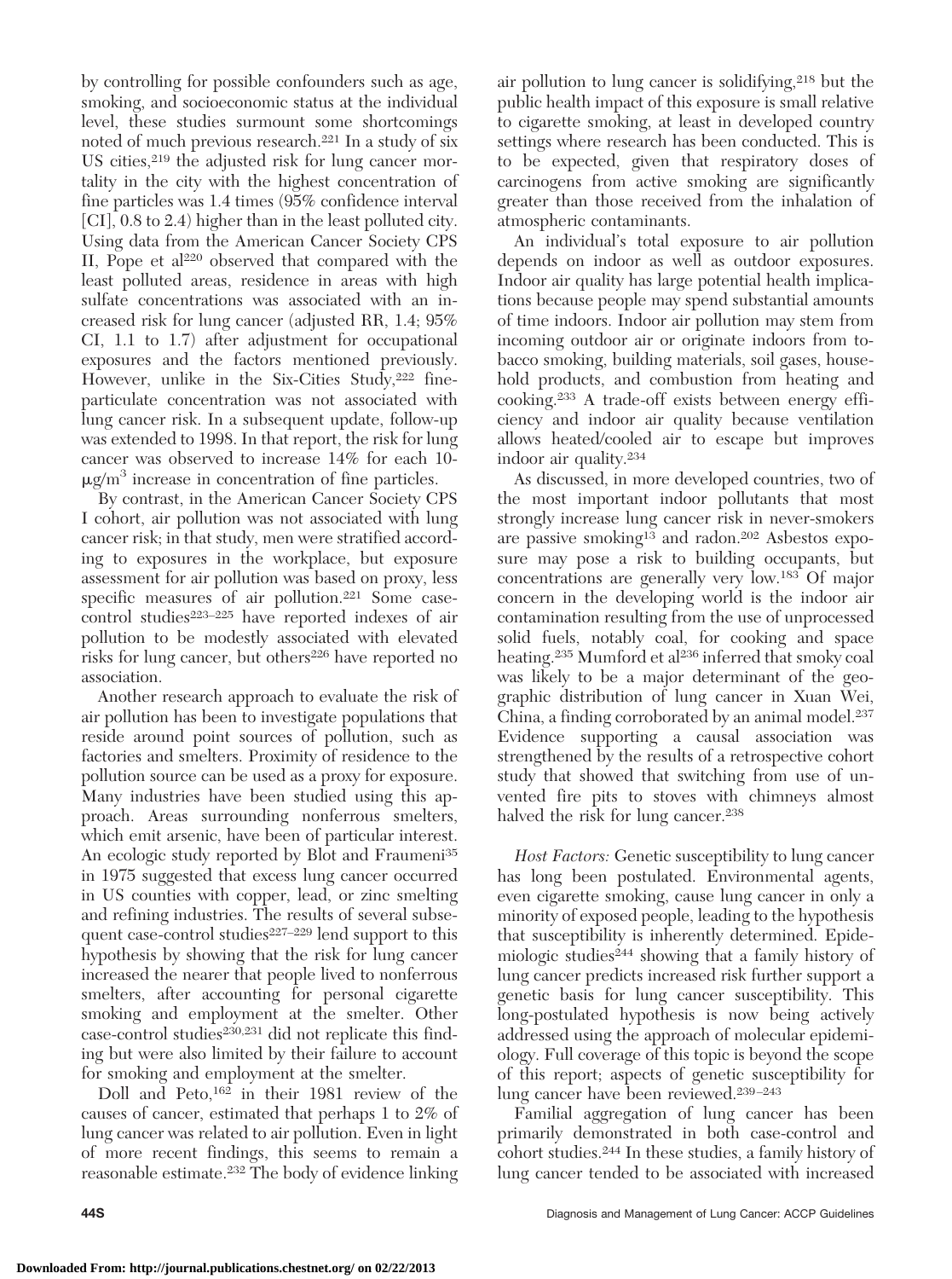by controlling for possible confounders such as age, smoking, and socioeconomic status at the individual level, these studies surmount some shortcomings noted of much previous research.[221] In a study of six US cities,[219] the adjusted risk for lung cancer mortality in the city with the highest concentration of fine particles was 1.4 times (95% confidence interval [CI], 0.8 to 2.4) higher than in the least polluted city. Using data from the American Cancer Society CPS II, Pope et al[220] observed that compared with the least polluted areas, residence in areas with high sulfate concentrations was associated with an increased risk for lung cancer (adjusted RR, 1.4; 95% CI, 1.1 to 1.7) after adjustment for occupational exposures and the factors mentioned previously. However, unlike in the Six-Cities Study,[222] fine-particulate concentration was not associated with lung cancer risk. In a subsequent update, follow-up was extended to 1998. In that report, the risk for lung cancer was observed to increase 14% for each 10-$\mu g/m^3$ increase in concentration of fine particles.

By contrast, in the American Cancer Society CPS I cohort, air pollution was not associated with lung cancer risk; in that study, men were stratified according to exposures in the workplace, but exposure assessment for air pollution was based on proxy, less specific measures of air pollution.[221] Some case-control studies[223–225] have reported indexes of air pollution to be modestly associated with elevated risks for lung cancer, but others[226] have reported no association.

Another research approach to evaluate the risk of air pollution has been to investigate populations that reside around point sources of pollution, such as factories and smelters. Proximity of residence to the pollution source can be used as a proxy for exposure. Many industries have been studied using this approach. Areas surrounding nonferrous smelters, which emit arsenic, have been of particular interest. An ecologic study reported by Blot and Fraumeni[35] in 1975 suggested that excess lung cancer occurred in US counties with copper, lead, or zinc smelting and refining industries. The results of several subsequent case-control studies[227–229] lend support to this hypothesis by showing that the risk for lung cancer increased the nearer that people lived to nonferrous smelters, after accounting for personal cigarette smoking and employment at the smelter. Other case-control studies[230,231] did not replicate this finding but were also limited by their failure to account for smoking and employment at the smelter.

Doll and Peto,[162] in their 1981 review of the causes of cancer, estimated that perhaps 1 to 2% of lung cancer was related to air pollution. Even in light of more recent findings, this seems to remain a reasonable estimate.[232] The body of evidence linking air pollution to lung cancer is solidifying,[218] but the public health impact of this exposure is small relative to cigarette smoking, at least in developed country settings where research has been conducted. This is to be expected, given that respiratory doses of carcinogens from active smoking are significantly greater than those received from the inhalation of atmospheric contaminants.

An individual's total exposure to air pollution depends on indoor as well as outdoor exposures. Indoor air quality has large potential health implications because people may spend substantial amounts of time indoors. Indoor air pollution may stem from incoming outdoor air or originate indoors from tobacco smoking, building materials, soil gases, household products, and combustion from heating and cooking.[233] A trade-off exists between energy efficiency and indoor air quality because ventilation allows heated/cooled air to escape but improves indoor air quality.[234]

As discussed, in more developed countries, two of the most important indoor pollutants that most strongly increase lung cancer risk in never-smokers are passive smoking[13] and radon.[202] Asbestos exposure may pose a risk to building occupants, but concentrations are generally very low.[183] Of major concern in the developing world is the indoor air contamination resulting from the use of unprocessed solid fuels, notably coal, for cooking and space heating.[235] Mumford et al[236] inferred that smoky coal was likely to be a major determinant of the geographic distribution of lung cancer in Xuan Wei, China, a finding corroborated by an animal model.[237] Evidence supporting a causal association was strengthened by the results of a retrospective cohort study that showed that switching from use of unvented fire pits to stoves with chimneys almost halved the risk for lung cancer.[238]

*Host Factors:* Genetic susceptibility to lung cancer has long been postulated. Environmental agents, even cigarette smoking, cause lung cancer in only a minority of exposed people, leading to the hypothesis that susceptibility is inherently determined. Epidemiologic studies[244] showing that a family history of lung cancer predicts increased risk further support a genetic basis for lung cancer susceptibility. This long-postulated hypothesis is now being actively addressed using the approach of molecular epidemiology. Full coverage of this topic is beyond the scope of this report; aspects of genetic susceptibility for lung cancer have been reviewed.[239–243]

Familial aggregation of lung cancer has been primarily demonstrated in both case-control and cohort studies.[244] In these studies, a family history of lung cancer tended to be associated with increased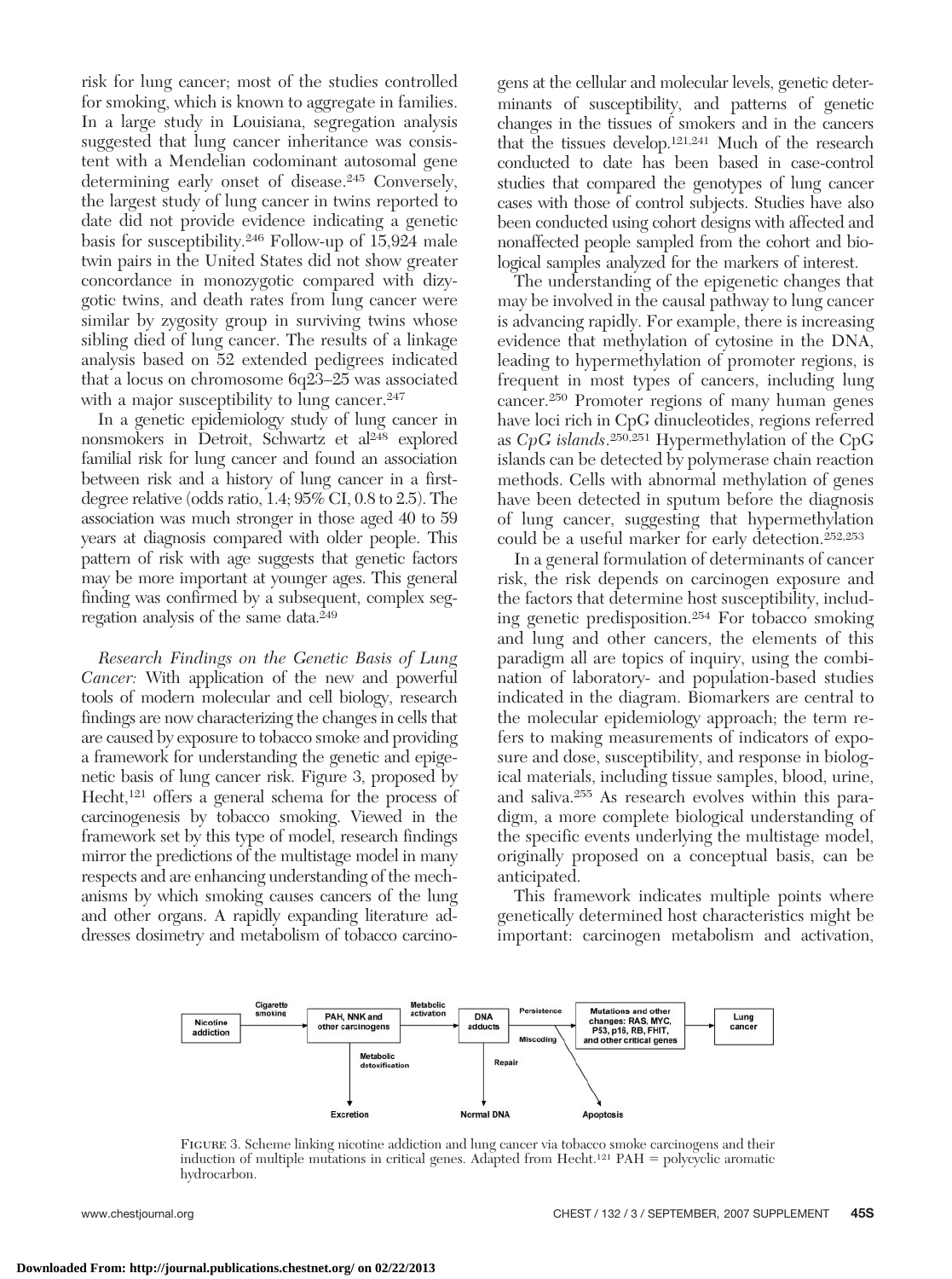risk for lung cancer; most of the studies controlled for smoking, which is known to aggregate in families. In a large study in Louisiana, segregation analysis suggested that lung cancer inheritance was consistent with a Mendelian codominant autosomal gene determining early onset of disease.[245] Conversely, the largest study of lung cancer in twins reported to date did not provide evidence indicating a genetic basis for susceptibility.[246] Follow-up of 15,924 male twin pairs in the United States did not show greater concordance in monozygotic compared with dizygotic twins, and death rates from lung cancer were similar by zygosity group in surviving twins whose sibling died of lung cancer. The results of a linkage analysis based on 52 extended pedigrees indicated that a locus on chromosome 6q23–25 was associated with a major susceptibility to lung cancer.[247]

In a genetic epidemiology study of lung cancer in nonsmokers in Detroit, Schwartz et al[248] explored familial risk for lung cancer and found an association between risk and a history of lung cancer in a first-degree relative (odds ratio, 1.4; 95% CI, 0.8 to 2.5). The association was much stronger in those aged 40 to 59 years at diagnosis compared with older people. This pattern of risk with age suggests that genetic factors may be more important at younger ages. This general finding was confirmed by a subsequent, complex segregation analysis of the same data.[249]

*Research Findings on the Genetic Basis of Lung Cancer:* With application of the new and powerful tools of modern molecular and cell biology, research findings are now characterizing the changes in cells that are caused by exposure to tobacco smoke and providing a framework for understanding the genetic and epigenetic basis of lung cancer risk. Figure 3, proposed by Hecht,[121] offers a general schema for the process of carcinogenesis by tobacco smoking. Viewed in the framework set by this type of model, research findings mirror the predictions of the multistage model in many respects and are enhancing understanding of the mechanisms by which smoking causes cancers of the lung and other organs. A rapidly expanding literature addresses dosimetry and metabolism of tobacco carcinogens at the cellular and molecular levels, genetic determinants of susceptibility, and patterns of genetic changes in the tissues of smokers and in the cancers that the tissues develop.[121,241] Much of the research conducted to date has been based in case-control studies that compared the genotypes of lung cancer cases with those of control subjects. Studies have also been conducted using cohort designs with affected and nonaffected people sampled from the cohort and biological samples analyzed for the markers of interest.

The understanding of the epigenetic changes that may be involved in the causal pathway to lung cancer is advancing rapidly. For example, there is increasing evidence that methylation of cytosine in the DNA, leading to hypermethylation of promoter regions, is frequent in most types of cancers, including lung cancer.[250] Promoter regions of many human genes have loci rich in CpG dinucleotides, regions referred as *CpG islands*.[250,251] Hypermethylation of the CpG islands can be detected by polymerase chain reaction methods. Cells with abnormal methylation of genes have been detected in sputum before the diagnosis of lung cancer, suggesting that hypermethylation could be a useful marker for early detection.[252,253]

In a general formulation of determinants of cancer risk, the risk depends on carcinogen exposure and the factors that determine host susceptibility, including genetic predisposition.[254] For tobacco smoking and lung and other cancers, the elements of this paradigm all are topics of inquiry, using the combination of laboratory- and population-based studies indicated in the diagram. Biomarkers are central to the molecular epidemiology approach; the term refers to making measurements of indicators of exposure and dose, susceptibility, and response in biological materials, including tissue samples, blood, urine, and saliva.[255] As research evolves within this paradigm, a more complete biological understanding of the specific events underlying the multistage model, originally proposed on a conceptual basis, can be anticipated.

This framework indicates multiple points where genetically determined host characteristics might be important: carcinogen metabolism and activation,

Nicotine addiction
Cigarette smoking
PAH, NNK and other carcinogens
Metabolic activation
DNA adducts
Persistence
Miscoding
Mutations and other changes: RAS, MYC, P53, p16, RB, FHIT, and other critical genes
Lung cancer
Metabolic detoxification
Excretion
Repair
Normal DNA
Apoptosis

FIGURE 3. Scheme linking nicotine addiction and lung cancer via tobacco smoke carcinogens and their induction of multiple mutations in critical genes. Adapted from Hecht.[121] PAH = polycyclic aromatic hydrocarbon.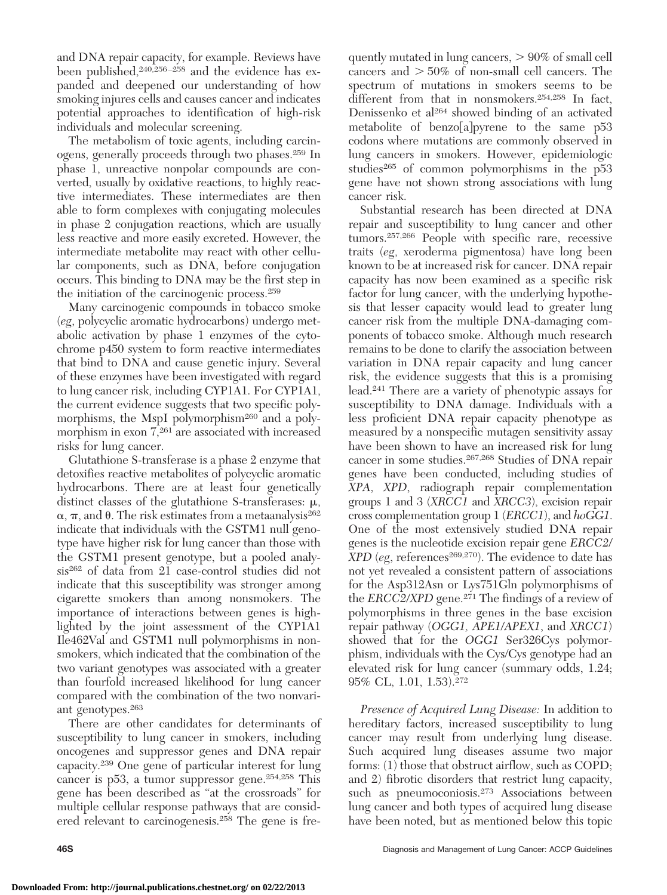and DNA repair capacity, for example. Reviews have been published,[240,256–258] and the evidence has expanded and deepened our understanding of how smoking injures cells and causes cancer and indicates potential approaches to identification of high-risk individuals and molecular screening.

The metabolism of toxic agents, including carcinogens, generally proceeds through two phases.[259] In phase 1, unreactive nonpolar compounds are converted, usually by oxidative reactions, to highly reactive intermediates. These intermediates are then able to form complexes with conjugating molecules in phase 2 conjugation reactions, which are usually less reactive and more easily excreted. However, the intermediate metabolite may react with other cellular components, such as DNA, before conjugation occurs. This binding to DNA may be the first step in the initiation of the carcinogenic process.[259]

Many carcinogenic compounds in tobacco smoke (*eg*, polycyclic aromatic hydrocarbons) undergo metabolic activation by phase 1 enzymes of the cytochrome p450 system to form reactive intermediates that bind to DNA and cause genetic injury. Several of these enzymes have been investigated with regard to lung cancer risk, including CYP1A1. For CYP1A1, the current evidence suggests that two specific polymorphisms, the MspI polymorphism[260] and a polymorphism in exon 7,[261] are associated with increased risks for lung cancer.

Glutathione S-transferase is a phase 2 enzyme that detoxifies reactive metabolites of polycyclic aromatic hydrocarbons. There are at least four genetically distinct classes of the glutathione S-transferases: $\mu$, $\alpha$, $\pi$, and $\theta$. The risk estimates from a metaanalysis[262] indicate that individuals with the GSTM1 null genotype have higher risk for lung cancer than those with the GSTM1 present genotype, but a pooled analysis[262] of data from 21 case-control studies did not indicate that this susceptibility was stronger among cigarette smokers than among nonsmokers. The importance of interactions between genes is highlighted by the joint assessment of the CYP1A1 Ile462Val and GSTM1 null polymorphisms in nonsmokers, which indicated that the combination of the two variant genotypes was associated with a greater than fourfold increased likelihood for lung cancer compared with the combination of the two nonvariant genotypes.[263]

There are other candidates for determinants of susceptibility to lung cancer in smokers, including oncogenes and suppressor genes and DNA repair capacity.[239] One gene of particular interest for lung cancer is p53, a tumor suppressor gene.[254,258] This gene has been described as "at the crossroads" for multiple cellular response pathways that are considered relevant to carcinogenesis.[258] The gene is frequently mutated in lung cancers, > 90% of small cell cancers and > 50% of non-small cell cancers. The spectrum of mutations in smokers seems to be different from that in nonsmokers.[254,258] In fact, Denissenko et al[264] showed binding of an activated metabolite of benzo[a]pyrene to the same p53 codons where mutations are commonly observed in lung cancers in smokers. However, epidemiologic studies[265] of common polymorphisms in the p53 gene have not shown strong associations with lung cancer risk.

Substantial research has been directed at DNA repair and susceptibility to lung cancer and other tumors.[257,266] People with specific rare, recessive traits (*eg*, xeroderma pigmentosa) have long been known to be at increased risk for cancer. DNA repair capacity has now been examined as a specific risk factor for lung cancer, with the underlying hypothesis that lesser capacity would lead to greater lung cancer risk from the multiple DNA-damaging components of tobacco smoke. Although much research remains to be done to clarify the association between variation in DNA repair capacity and lung cancer risk, the evidence suggests that this is a promising lead.[241] There are a variety of phenotypic assays for susceptibility to DNA damage. Individuals with a less proficient DNA repair capacity phenotype as measured by a nonspecific mutagen sensitivity assay have been shown to have an increased risk for lung cancer in some studies.[267,268] Studies of DNA repair genes have been conducted, including studies of *XPA*, *XPD*, radiograph repair complementation groups 1 and 3 (*XRCC1* and *XRCC3*), excision repair cross complementation group 1 (*ERCC1*), and *hoGG1*. One of the most extensively studied DNA repair genes is the nucleotide excision repair gene *ERCC2/XPD* (*eg*, references[269,270]). The evidence to date has not yet revealed a consistent pattern of associations for the Asp312Asn or Lys751Gln polymorphisms of the *ERCC2/XPD* gene.[271] The findings of a review of polymorphisms in three genes in the base excision repair pathway (*OGG1, APE1/APEX1*, and *XRCC1*) showed that for the *OGG1* Ser326Cys polymorphism, individuals with the Cys/Cys genotype had an elevated risk for lung cancer (summary odds, 1.24; 95% CL, 1.01, 1.53).[272]

*Presence of Acquired Lung Disease:* In addition to hereditary factors, increased susceptibility to lung cancer may result from underlying lung disease. Such acquired lung diseases assume two major forms: (1) those that obstruct airflow, such as COPD; and 2) fibrotic disorders that restrict lung capacity, such as pneumoconiosis.[273] Associations between lung cancer and both types of acquired lung disease have been noted, but as mentioned below this topic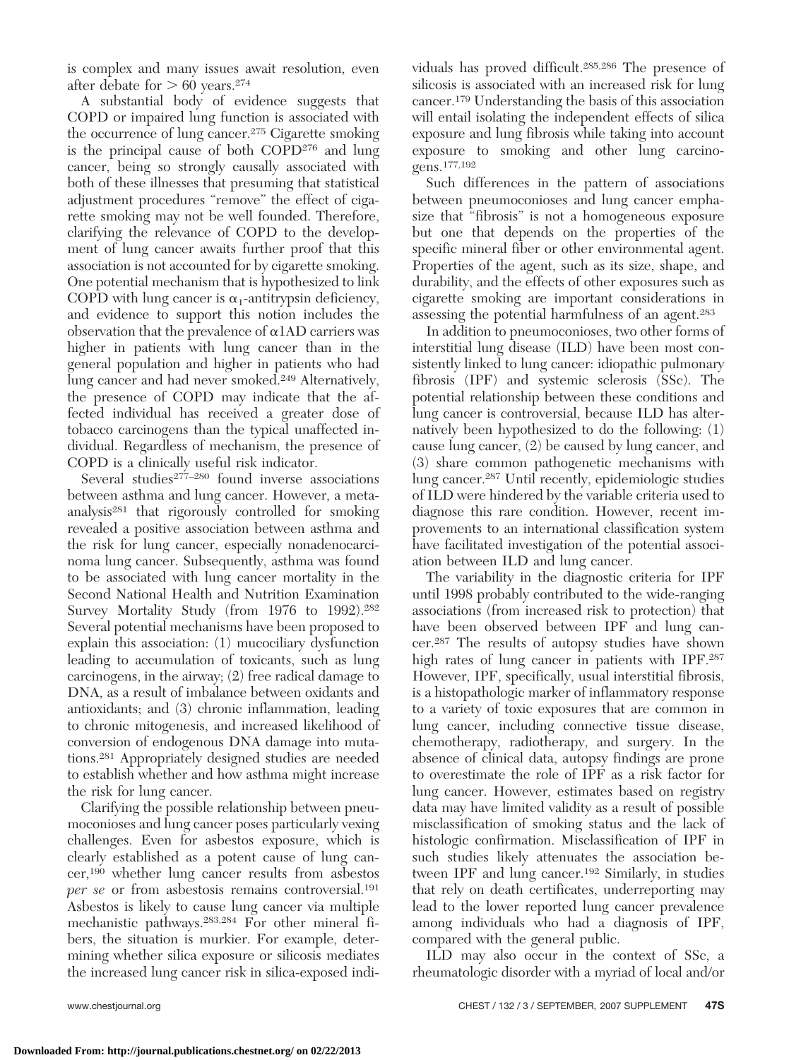is complex and many issues await resolution, even after debate for > 60 years.[274]

A substantial body of evidence suggests that COPD or impaired lung function is associated with the occurrence of lung cancer.[275] Cigarette smoking is the principal cause of both COPD[276] and lung cancer, being so strongly causally associated with both of these illnesses that presuming that statistical adjustment procedures "remove" the effect of cigarette smoking may not be well founded. Therefore, clarifying the relevance of COPD to the development of lung cancer awaits further proof that this association is not accounted for by cigarette smoking. One potential mechanism that is hypothesized to link COPD with lung cancer is $\alpha_1$-antitrypsin deficiency, and evidence to support this notion includes the observation that the prevalence of α1AD carriers was higher in patients with lung cancer than in the general population and higher in patients who had lung cancer and had never smoked.[249] Alternatively, the presence of COPD may indicate that the affected individual has received a greater dose of tobacco carcinogens than the typical unaffected individual. Regardless of mechanism, the presence of COPD is a clinically useful risk indicator.

Several studies[277–280] found inverse associations between asthma and lung cancer. However, a meta-analysis[281] that rigorously controlled for smoking revealed a positive association between asthma and the risk for lung cancer, especially nonadenocarcinoma lung cancer. Subsequently, asthma was found to be associated with lung cancer mortality in the Second National Health and Nutrition Examination Survey Mortality Study (from 1976 to 1992).[282] Several potential mechanisms have been proposed to explain this association: (1) mucociliary dysfunction leading to accumulation of toxicants, such as lung carcinogens, in the airway; (2) free radical damage to DNA, as a result of imbalance between oxidants and antioxidants; and (3) chronic inflammation, leading to chronic mitogenesis, and increased likelihood of conversion of endogenous DNA damage into mutations.[281] Appropriately designed studies are needed to establish whether and how asthma might increase the risk for lung cancer.

Clarifying the possible relationship between pneumoconioses and lung cancer poses particularly vexing challenges. Even for asbestos exposure, which is clearly established as a potent cause of lung cancer,[190] whether lung cancer results from asbestos *per se* or from asbestosis remains controversial.[191] Asbestos is likely to cause lung cancer via multiple mechanistic pathways.[283,284] For other mineral fibers, the situation is murkier. For example, determining whether silica exposure or silicosis mediates the increased lung cancer risk in silica-exposed individuals has proved difficult.[285,286] The presence of silicosis is associated with an increased risk for lung cancer.[179] Understanding the basis of this association will entail isolating the independent effects of silica exposure and lung fibrosis while taking into account exposure to smoking and other lung carcinogens.[177,192]

Such differences in the pattern of associations between pneumoconioses and lung cancer emphasize that "fibrosis" is not a homogeneous exposure but one that depends on the properties of the specific mineral fiber or other environmental agent. Properties of the agent, such as its size, shape, and durability, and the effects of other exposures such as cigarette smoking are important considerations in assessing the potential harmfulness of an agent.[283]

In addition to pneumoconioses, two other forms of interstitial lung disease (ILD) have been most consistently linked to lung cancer: idiopathic pulmonary fibrosis (IPF) and systemic sclerosis (SSc). The potential relationship between these conditions and lung cancer is controversial, because ILD has alternatively been hypothesized to do the following: (1) cause lung cancer, (2) be caused by lung cancer, and (3) share common pathogenetic mechanisms with lung cancer.[287] Until recently, epidemiologic studies of ILD were hindered by the variable criteria used to diagnose this rare condition. However, recent improvements to an international classification system have facilitated investigation of the potential association between ILD and lung cancer.

The variability in the diagnostic criteria for IPF until 1998 probably contributed to the wide-ranging associations (from increased risk to protection) that have been observed between IPF and lung cancer.[287] The results of autopsy studies have shown high rates of lung cancer in patients with IPF.[287] However, IPF, specifically, usual interstitial fibrosis, is a histopathologic marker of inflammatory response to a variety of toxic exposures that are common in lung cancer, including connective tissue disease, chemotherapy, radiotherapy, and surgery. In the absence of clinical data, autopsy findings are prone to overestimate the role of IPF as a risk factor for lung cancer. However, estimates based on registry data may have limited validity as a result of possible misclassification of smoking status and the lack of histologic confirmation. Misclassification of IPF in such studies likely attenuates the association between IPF and lung cancer.[192] Similarly, in studies that rely on death certificates, underreporting may lead to the lower reported lung cancer prevalence among individuals who had a diagnosis of IPF, compared with the general public.

ILD may also occur in the context of SSc, a rheumatologic disorder with a myriad of local and/or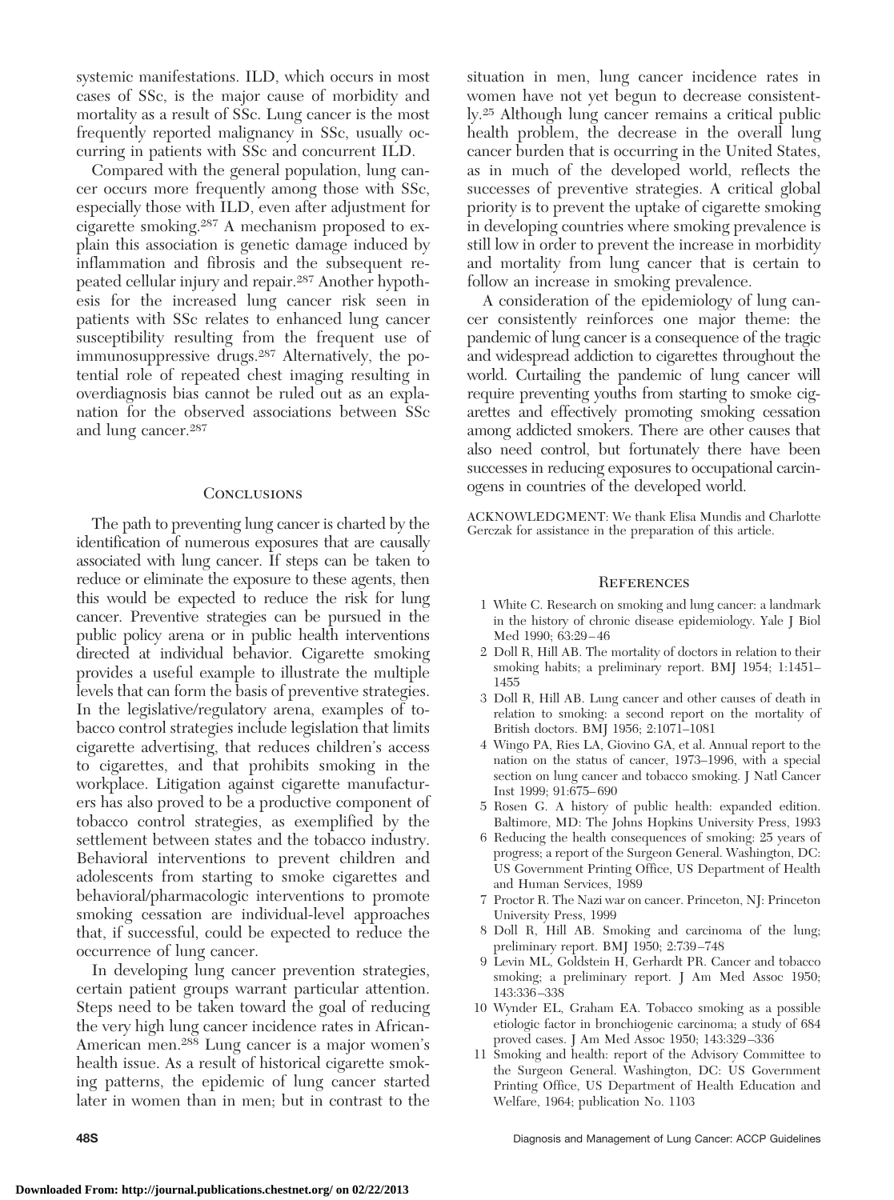systemic manifestations. ILD, which occurs in most cases of SSc, is the major cause of morbidity and mortality as a result of SSc. Lung cancer is the most frequently reported malignancy in SSc, usually occurring in patients with SSc and concurrent ILD.

Compared with the general population, lung cancer occurs more frequently among those with SSc, especially those with ILD, even after adjustment for cigarette smoking.[287] A mechanism proposed to explain this association is genetic damage induced by inflammation and fibrosis and the subsequent repeated cellular injury and repair.[287] Another hypothesis for the increased lung cancer risk seen in patients with SSc relates to enhanced lung cancer susceptibility resulting from the frequent use of immunosuppressive drugs.[287] Alternatively, the potential role of repeated chest imaging resulting in overdiagnosis bias cannot be ruled out as an explanation for the observed associations between SSc and lung cancer.[287]

## Conclusions

The path to preventing lung cancer is charted by the identification of numerous exposures that are causally associated with lung cancer. If steps can be taken to reduce or eliminate the exposure to these agents, then this would be expected to reduce the risk for lung cancer. Preventive strategies can be pursued in the public policy arena or in public health interventions directed at individual behavior. Cigarette smoking provides a useful example to illustrate the multiple levels that can form the basis of preventive strategies. In the legislative/regulatory arena, examples of tobacco control strategies include legislation that limits cigarette advertising, that reduces children's access to cigarettes, and that prohibits smoking in the workplace. Litigation against cigarette manufacturers has also proved to be a productive component of tobacco control strategies, as exemplified by the settlement between states and the tobacco industry. Behavioral interventions to prevent children and adolescents from starting to smoke cigarettes and behavioral/pharmacologic interventions to promote smoking cessation are individual-level approaches that, if successful, could be expected to reduce the occurrence of lung cancer.

In developing lung cancer prevention strategies, certain patient groups warrant particular attention. Steps need to be taken toward the goal of reducing the very high lung cancer incidence rates in African-American men.[288] Lung cancer is a major women's health issue. As a result of historical cigarette smoking patterns, the epidemic of lung cancer started later in women than in men; but in contrast to the situation in men, lung cancer incidence rates in women have not yet begun to decrease consistently.[25] Although lung cancer remains a critical public health problem, the decrease in the overall lung cancer burden that is occurring in the United States, as in much of the developed world, reflects the successes of preventive strategies. A critical global priority is to prevent the uptake of cigarette smoking in developing countries where smoking prevalence is still low in order to prevent the increase in morbidity and mortality from lung cancer that is certain to follow an increase in smoking prevalence.

A consideration of the epidemiology of lung cancer consistently reinforces one major theme: the pandemic of lung cancer is a consequence of the tragic and widespread addiction to cigarettes throughout the world. Curtailing the pandemic of lung cancer will require preventing youths from starting to smoke cigarettes and effectively promoting smoking cessation among addicted smokers. There are other causes that also need control, but fortunately there have been successes in reducing exposures to occupational carcinogens in countries of the developed world.

ACKNOWLEDGMENT: We thank Elisa Mundis and Charlotte Gerczak for assistance in the preparation of this article.

## References

1. White C. Research on smoking and lung cancer: a landmark in the history of chronic disease epidemiology. Yale J Biol Med 1990; 63:29–46
2. Doll R, Hill AB. The mortality of doctors in relation to their smoking habits; a preliminary report. BMJ 1954; 1:1451–1455
3. Doll R, Hill AB. Lung cancer and other causes of death in relation to smoking: a second report on the mortality of British doctors. BMJ 1956; 2:1071–1081
4. Wingo PA, Ries LA, Giovino GA, et al. Annual report to the nation on the status of cancer, 1973–1996, with a special section on lung cancer and tobacco smoking. J Natl Cancer Inst 1999; 91:675–690
5. Rosen G. A history of public health: expanded edition. Baltimore, MD: The Johns Hopkins University Press, 1993
6. Reducing the health consequences of smoking: 25 years of progress; a report of the Surgeon General. Washington, DC: US Government Printing Office, US Department of Health and Human Services, 1989
7. Proctor R. The Nazi war on cancer. Princeton, NJ: Princeton University Press, 1999
8. Doll R, Hill AB. Smoking and carcinoma of the lung; preliminary report. BMJ 1950; 2:739–748
9. Levin ML, Goldstein H, Gerhardt PR. Cancer and tobacco smoking; a preliminary report. J Am Med Assoc 1950; 143:336–338
10. Wynder EL, Graham EA. Tobacco smoking as a possible etiologic factor in bronchiogenic carcinoma; a study of 684 proved cases. J Am Med Assoc 1950; 143:329–336
11. Smoking and health: report of the Advisory Committee to the Surgeon General. Washington, DC: US Government Printing Office, US Department of Health Education and Welfare, 1964; publication No. 1103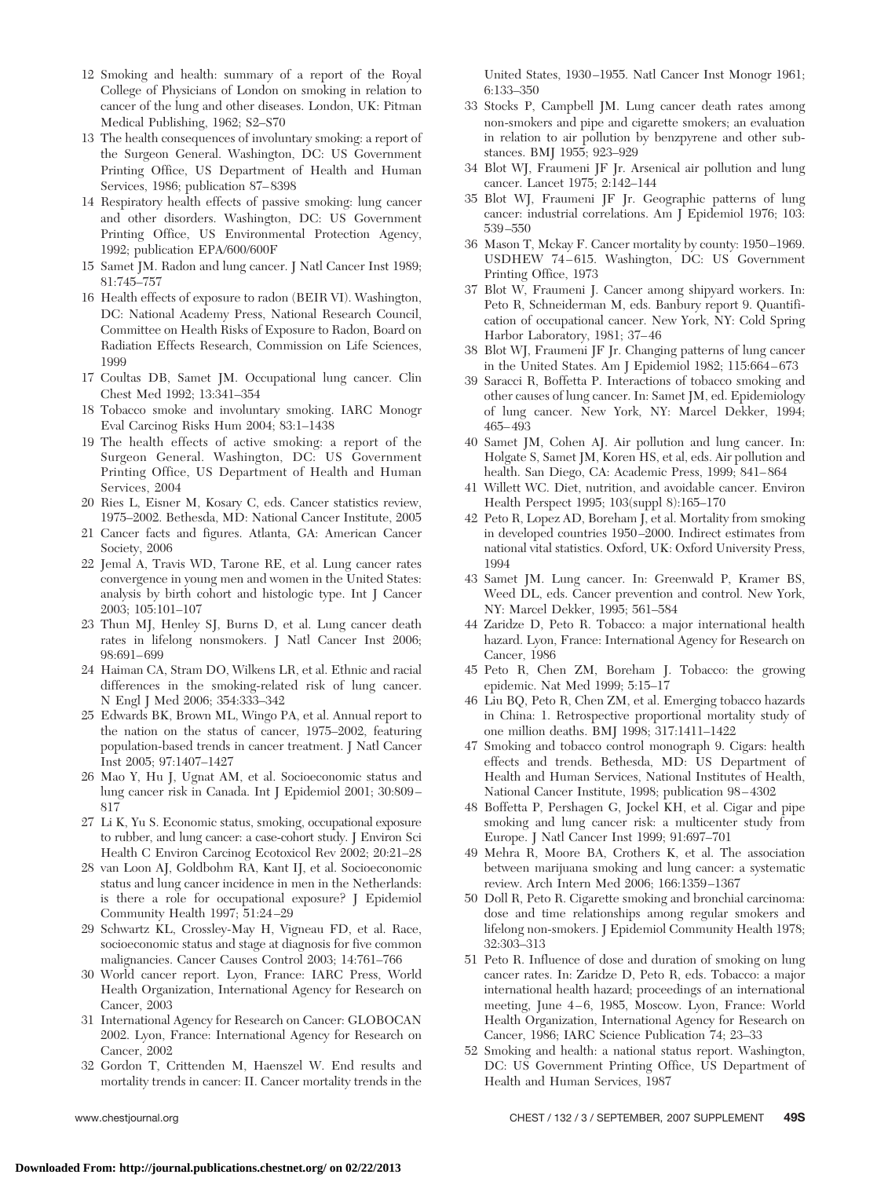12 Smoking and health: summary of a report of the Royal College of Physicians of London on smoking in relation to cancer of the lung and other diseases. London, UK: Pitman Medical Publishing, 1962; S2–S70

13 The health consequences of involuntary smoking: a report of the Surgeon General. Washington, DC: US Government Printing Office, US Department of Health and Human Services, 1986; publication 87–8398

14 Respiratory health effects of passive smoking: lung cancer and other disorders. Washington, DC: US Government Printing Office, US Environmental Protection Agency, 1992; publication EPA/600/600F

15 Samet JM. Radon and lung cancer. J Natl Cancer Inst 1989; 81:745–757

16 Health effects of exposure to radon (BEIR VI). Washington, DC: National Academy Press, National Research Council, Committee on Health Risks of Exposure to Radon, Board on Radiation Effects Research, Commission on Life Sciences, 1999

17 Coultas DB, Samet JM. Occupational lung cancer. Clin Chest Med 1992; 13:341–354

18 Tobacco smoke and involuntary smoking. IARC Monogr Eval Carcinog Risks Hum 2004; 83:1–1438

19 The health effects of active smoking: a report of the Surgeon General. Washington, DC: US Government Printing Office, US Department of Health and Human Services, 2004

20 Ries L, Eisner M, Kosary C, eds. Cancer statistics review, 1975–2002. Bethesda, MD: National Cancer Institute, 2005

21 Cancer facts and figures. Atlanta, GA: American Cancer Society, 2006

22 Jemal A, Travis WD, Tarone RE, et al. Lung cancer rates convergence in young men and women in the United States: analysis by birth cohort and histologic type. Int J Cancer 2003; 105:101–107

23 Thun MJ, Henley SJ, Burns D, et al. Lung cancer death rates in lifelong nonsmokers. J Natl Cancer Inst 2006; 98:691–699

24 Haiman CA, Stram DO, Wilkens LR, et al. Ethnic and racial differences in the smoking-related risk of lung cancer. N Engl J Med 2006; 354:333–342

25 Edwards BK, Brown ML, Wingo PA, et al. Annual report to the nation on the status of cancer, 1975–2002, featuring population-based trends in cancer treatment. J Natl Cancer Inst 2005; 97:1407–1427

26 Mao Y, Hu J, Ugnat AM, et al. Socioeconomic status and lung cancer risk in Canada. Int J Epidemiol 2001; 30:809–817

27 Li K, Yu S. Economic status, smoking, occupational exposure to rubber, and lung cancer: a case-cohort study. J Environ Sci Health C Environ Carcinog Ecotoxicol Rev 2002; 20:21–28

28 van Loon AJ, Goldbohm RA, Kant IJ, et al. Socioeconomic status and lung cancer incidence in men in the Netherlands: is there a role for occupational exposure? J Epidemiol Community Health 1997; 51:24–29

29 Schwartz KL, Crossley-May H, Vigneau FD, et al. Race, socioeconomic status and stage at diagnosis for five common malignancies. Cancer Causes Control 2003; 14:761–766

30 World cancer report. Lyon, France: IARC Press, World Health Organization, International Agency for Research on Cancer, 2003

31 International Agency for Research on Cancer: GLOBOCAN 2002. Lyon, France: International Agency for Research on Cancer, 2002

32 Gordon T, Crittenden M, Haenszel W. End results and mortality trends in cancer: II. Cancer mortality trends in the United States, 1930–1955. Natl Cancer Inst Monogr 1961; 6:133–350

33 Stocks P, Campbell JM. Lung cancer death rates among non-smokers and pipe and cigarette smokers; an evaluation in relation to air pollution by benzpyrene and other substances. BMJ 1955; 923–929

34 Blot WJ, Fraumeni JF Jr. Arsenical air pollution and lung cancer. Lancet 1975; 2:142–144

35 Blot WJ, Fraumeni JF Jr. Geographic patterns of lung cancer: industrial correlations. Am J Epidemiol 1976; 103: 539–550

36 Mason T, Mckay F. Cancer mortality by county: 1950–1969. USDHEW 74–615. Washington, DC: US Government Printing Office, 1973

37 Blot W, Fraumeni J. Cancer among shipyard workers. In: Peto R, Schneiderman M, eds. Banbury report 9. Quantification of occupational cancer. New York, NY: Cold Spring Harbor Laboratory, 1981; 37–46

38 Blot WJ, Fraumeni JF Jr. Changing patterns of lung cancer in the United States. Am J Epidemiol 1982; 115:664–673

39 Saracci R, Boffetta P. Interactions of tobacco smoking and other causes of lung cancer. In: Samet JM, ed. Epidemiology of lung cancer. New York, NY: Marcel Dekker, 1994; 465–493

40 Samet JM, Cohen AJ. Air pollution and lung cancer. In: Holgate S, Samet JM, Koren HS, et al, eds. Air pollution and health. San Diego, CA: Academic Press, 1999; 841–864

41 Willett WC. Diet, nutrition, and avoidable cancer. Environ Health Perspect 1995; 103(suppl 8):165–170

42 Peto R, Lopez AD, Boreham J, et al. Mortality from smoking in developed countries 1950–2000. Indirect estimates from national vital statistics. Oxford, UK: Oxford University Press, 1994

43 Samet JM. Lung cancer. In: Greenwald P, Kramer BS, Weed DL, eds. Cancer prevention and control. New York, NY: Marcel Dekker, 1995; 561–584

44 Zaridze D, Peto R. Tobacco: a major international health hazard. Lyon, France: International Agency for Research on Cancer, 1986

45 Peto R, Chen ZM, Boreham J. Tobacco: the growing epidemic. Nat Med 1999; 5:15–17

46 Liu BQ, Peto R, Chen ZM, et al. Emerging tobacco hazards in China: 1. Retrospective proportional mortality study of one million deaths. BMJ 1998; 317:1411–1422

47 Smoking and tobacco control monograph 9. Cigars: health effects and trends. Bethesda, MD: US Department of Health and Human Services, National Institutes of Health, National Cancer Institute, 1998; publication 98–4302

48 Boffetta P, Pershagen G, Jockel KH, et al. Cigar and pipe smoking and lung cancer risk: a multicenter study from Europe. J Natl Cancer Inst 1999; 91:697–701

49 Mehra R, Moore BA, Crothers K, et al. The association between marijuana smoking and lung cancer: a systematic review. Arch Intern Med 2006; 166:1359–1367

50 Doll R, Peto R. Cigarette smoking and bronchial carcinoma: dose and time relationships among regular smokers and lifelong non-smokers. J Epidemiol Community Health 1978; 32:303–313

51 Peto R. Influence of dose and duration of smoking on lung cancer rates. In: Zaridze D, Peto R, eds. Tobacco: a major international health hazard; proceedings of an international meeting, June 4–6, 1985, Moscow. Lyon, France: World Health Organization, International Agency for Research on Cancer, 1986; IARC Science Publication 74; 23–33

52 Smoking and health: a national status report. Washington, DC: US Government Printing Office, US Department of Health and Human Services, 1987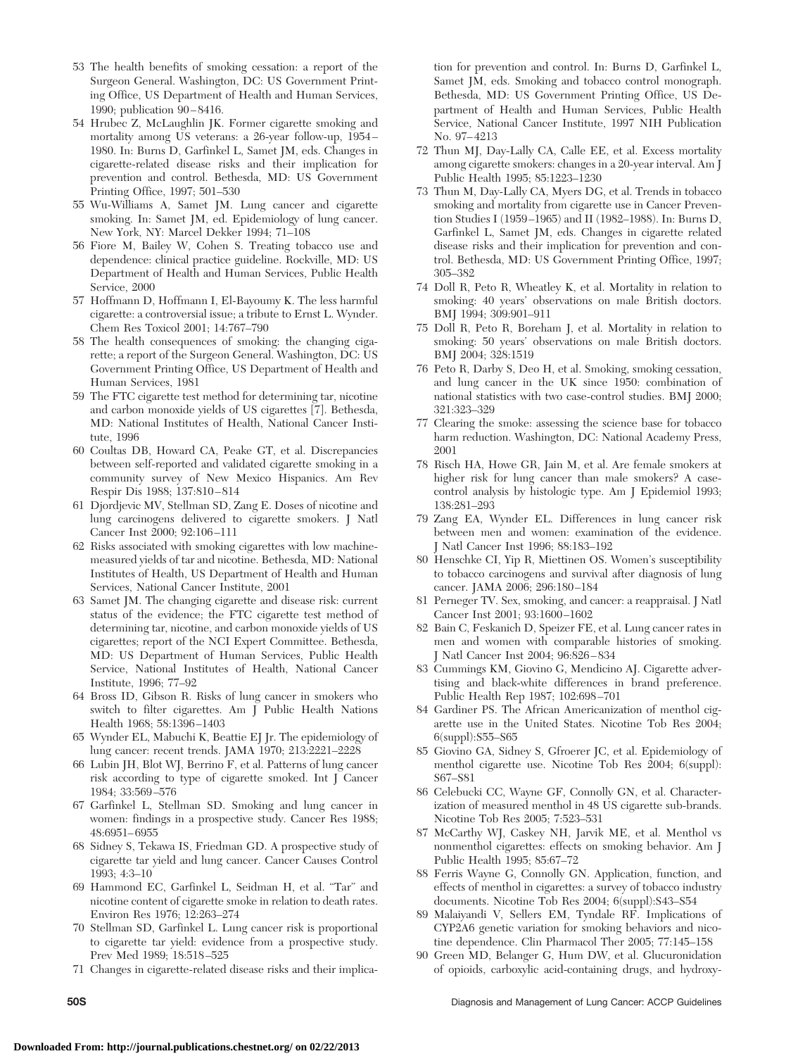53 The health benefits of smoking cessation: a report of the Surgeon General. Washington, DC: US Government Printing Office, US Department of Health and Human Services, 1990; publication 90–8416.

54 Hrubec Z, McLaughlin JK. Former cigarette smoking and mortality among US veterans: a 26-year follow-up, 1954–1980. In: Burns D, Garfinkel L, Samet JM, eds. Changes in cigarette-related disease risks and their implication for prevention and control. Bethesda, MD: US Government Printing Office, 1997; 501–530

55 Wu-Williams A, Samet JM. Lung cancer and cigarette smoking. In: Samet JM, ed. Epidemiology of lung cancer. New York, NY: Marcel Dekker 1994; 71–108

56 Fiore M, Bailey W, Cohen S. Treating tobacco use and dependence: clinical practice guideline. Rockville, MD: US Department of Health and Human Services, Public Health Service, 2000

57 Hoffmann D, Hoffmann I, El-Bayoumy K. The less harmful cigarette: a controversial issue; a tribute to Ernst L. Wynder. Chem Res Toxicol 2001; 14:767–790

58 The health consequences of smoking: the changing cigarette; a report of the Surgeon General. Washington, DC: US Government Printing Office, US Department of Health and Human Services, 1981

59 The FTC cigarette test method for determining tar, nicotine and carbon monoxide yields of US cigarettes [7]. Bethesda, MD: National Institutes of Health, National Cancer Institute, 1996

60 Coultas DB, Howard CA, Peake GT, et al. Discrepancies between self-reported and validated cigarette smoking in a community survey of New Mexico Hispanics. Am Rev Respir Dis 1988; 137:810–814

61 Djordjevic MV, Stellman SD, Zang E. Doses of nicotine and lung carcinogens delivered to cigarette smokers. J Natl Cancer Inst 2000; 92:106–111

62 Risks associated with smoking cigarettes with low machine-measured yields of tar and nicotine. Bethesda, MD: National Institutes of Health, US Department of Health and Human Services, National Cancer Institute, 2001

63 Samet JM. The changing cigarette and disease risk: current status of the evidence; the FTC cigarette test method of determining tar, nicotine, and carbon monoxide yields of US cigarettes; report of the NCI Expert Committee. Bethesda, MD: US Department of Human Services, Public Health Service, National Institutes of Health, National Cancer Institute, 1996; 77–92

64 Bross ID, Gibson R. Risks of lung cancer in smokers who switch to filter cigarettes. Am J Public Health Nations Health 1968; 58:1396–1403

65 Wynder EL, Mabuchi K, Beattie EJ Jr. The epidemiology of lung cancer: recent trends. JAMA 1970; 213:2221–2228

66 Lubin JH, Blot WJ, Berrino F, et al. Patterns of lung cancer risk according to type of cigarette smoked. Int J Cancer 1984; 33:569–576

67 Garfinkel L, Stellman SD. Smoking and lung cancer in women: findings in a prospective study. Cancer Res 1988; 48:6951–6955

68 Sidney S, Tekawa IS, Friedman GD. A prospective study of cigarette tar yield and lung cancer. Cancer Causes Control 1993; 4:3–10

69 Hammond EC, Garfinkel L, Seidman H, et al. "Tar" and nicotine content of cigarette smoke in relation to death rates. Environ Res 1976; 12:263–274

70 Stellman SD, Garfinkel L. Lung cancer risk is proportional to cigarette tar yield: evidence from a prospective study. Prev Med 1989; 18:518–525

71 Changes in cigarette-related disease risks and their implication for prevention and control. In: Burns D, Garfinkel L, Samet JM, eds. Smoking and tobacco control monograph. Bethesda, MD: US Government Printing Office, US Department of Health and Human Services, Public Health Service, National Cancer Institute, 1997 NIH Publication No. 97–4213

72 Thun MJ, Day-Lally CA, Calle EE, et al. Excess mortality among cigarette smokers: changes in a 20-year interval. Am J Public Health 1995; 85:1223–1230

73 Thun M, Day-Lally CA, Myers DG, et al. Trends in tobacco smoking and mortality from cigarette use in Cancer Prevention Studies I (1959–1965) and II (1982–1988). In: Burns D, Garfinkel L, Samet JM, eds. Changes in cigarette related disease risks and their implication for prevention and control. Bethesda, MD: US Government Printing Office, 1997; 305–382

74 Doll R, Peto R, Wheatley K, et al. Mortality in relation to smoking: 40 years' observations on male British doctors. BMJ 1994; 309:901–911

75 Doll R, Peto R, Boreham J, et al. Mortality in relation to smoking: 50 years' observations on male British doctors. BMJ 2004; 328:1519

76 Peto R, Darby S, Deo H, et al. Smoking, smoking cessation, and lung cancer in the UK since 1950: combination of national statistics with two case-control studies. BMJ 2000; 321:323–329

77 Clearing the smoke: assessing the science base for tobacco harm reduction. Washington, DC: National Academy Press, 2001

78 Risch HA, Howe GR, Jain M, et al. Are female smokers at higher risk for lung cancer than male smokers? A case-control analysis by histologic type. Am J Epidemiol 1993; 138:281–293

79 Zang EA, Wynder EL. Differences in lung cancer risk between men and women: examination of the evidence. J Natl Cancer Inst 1996; 88:183–192

80 Henschke CI, Yip R, Miettinen OS. Women's susceptibility to tobacco carcinogens and survival after diagnosis of lung cancer. JAMA 2006; 296:180–184

81 Perneger TV. Sex, smoking, and cancer: a reappraisal. J Natl Cancer Inst 2001; 93:1600–1602

82 Bain C, Feskanich D, Speizer FE, et al. Lung cancer rates in men and women with comparable histories of smoking. J Natl Cancer Inst 2004; 96:826–834

83 Cummings KM, Giovino G, Mendicino AJ. Cigarette advertising and black-white differences in brand preference. Public Health Rep 1987; 102:698–701

84 Gardiner PS. The African Americanization of menthol cigarette use in the United States. Nicotine Tob Res 2004; 6(suppl):S55–S65

85 Giovino GA, Sidney S, Gfroerer JC, et al. Epidemiology of menthol cigarette use. Nicotine Tob Res 2004; 6(suppl): S67–S81

86 Celebucki CC, Wayne GF, Connolly GN, et al. Characterization of measured menthol in 48 US cigarette sub-brands. Nicotine Tob Res 2005; 7:523–531

87 McCarthy WJ, Caskey NH, Jarvik ME, et al. Menthol vs nonmenthol cigarettes: effects on smoking behavior. Am J Public Health 1995; 85:67–72

88 Ferris Wayne G, Connolly GN. Application, function, and effects of menthol in cigarettes: a survey of tobacco industry documents. Nicotine Tob Res 2004; 6(suppl):S43–S54

89 Malaiyandi V, Sellers EM, Tyndale RF. Implications of CYP2A6 genetic variation for smoking behaviors and nicotine dependence. Clin Pharmacol Ther 2005; 77:145–158

90 Green MD, Belanger G, Hum DW, et al. Glucuronidation of opioids, carboxylic acid-containing drugs, and hydroxy-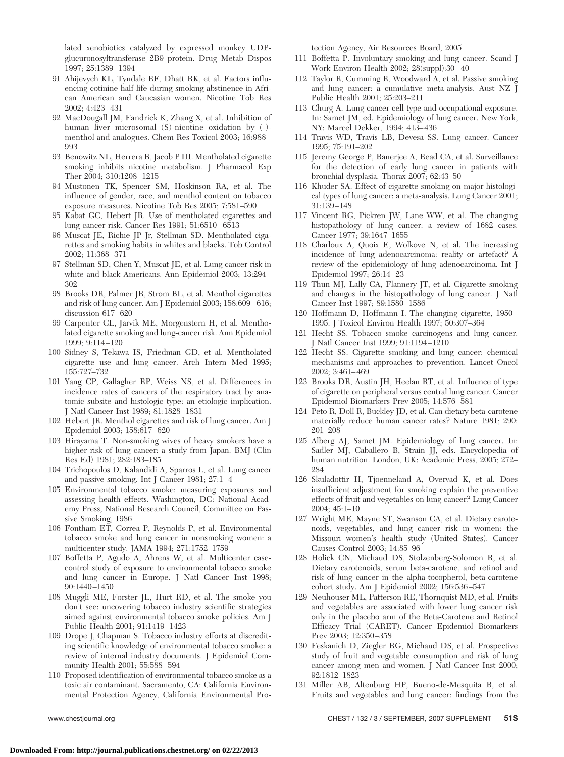lated xenobiotics catalyzed by expressed monkey UDP-glucuronosyltransferase 2B9 protein. Drug Metab Dispos 1997; 25:1389–1394

91 Ahijevych KL, Tyndale RF, Dhatt RK, et al. Factors influencing cotinine half-life during smoking abstinence in African American and Caucasian women. Nicotine Tob Res 2002; 4:423–431

92 MacDougall JM, Fandrick K, Zhang X, et al. Inhibition of human liver microsomal (S)-nicotine oxidation by (-)-menthol and analogues. Chem Res Toxicol 2003; 16:988–993

93 Benowitz NL, Herrera B, Jacob P III. Mentholated cigarette smoking inhibits nicotine metabolism. J Pharmacol Exp Ther 2004; 310:1208–1215

94 Mustonen TK, Spencer SM, Hoskinson RA, et al. The influence of gender, race, and menthol content on tobacco exposure measures. Nicotine Tob Res 2005; 7:581–590

95 Kabat GC, Hebert JR. Use of mentholated cigarettes and lung cancer risk. Cancer Res 1991; 51:6510–6513

96 Muscat JE, Richie JP Jr, Stellman SD. Mentholated cigarettes and smoking habits in whites and blacks. Tob Control 2002; 11:368–371

97 Stellman SD, Chen Y, Muscat JE, et al. Lung cancer risk in white and black Americans. Ann Epidemiol 2003; 13:294–302

98 Brooks DR, Palmer JR, Strom BL, et al. Menthol cigarettes and risk of lung cancer. Am J Epidemiol 2003; 158:609–616; discussion 617–620

99 Carpenter CL, Jarvik ME, Morgenstern H, et al. Mentholated cigarette smoking and lung-cancer risk. Ann Epidemiol 1999; 9:114–120

100 Sidney S, Tekawa IS, Friedman GD, et al. Mentholated cigarette use and lung cancer. Arch Intern Med 1995; 155:727–732

101 Yang CP, Gallagher RP, Weiss NS, et al. Differences in incidence rates of cancers of the respiratory tract by anatomic subsite and histologic type: an etiologic implication. J Natl Cancer Inst 1989; 81:1828–1831

102 Hebert JR. Menthol cigarettes and risk of lung cancer. Am J Epidemiol 2003; 158:617–620

103 Hirayama T. Non-smoking wives of heavy smokers have a higher risk of lung cancer: a study from Japan. BMJ (Clin Res Ed) 1981; 282:183–185

104 Trichopoulos D, Kalandidi A, Sparros L, et al. Lung cancer and passive smoking. Int J Cancer 1981; 27:1–4

105 Environmental tobacco smoke: measuring exposures and assessing health effects. Washington, DC: National Academy Press, National Research Council, Committee on Passive Smoking, 1986

106 Fontham ET, Correa P, Reynolds P, et al. Environmental tobacco smoke and lung cancer in nonsmoking women: a multicenter study. JAMA 1994; 271:1752–1759

107 Boffetta P, Agudo A, Ahrens W, et al. Multicenter case-control study of exposure to environmental tobacco smoke and lung cancer in Europe. J Natl Cancer Inst 1998; 90:1440–1450

108 Muggli ME, Forster JL, Hurt RD, et al. The smoke you don't see: uncovering tobacco industry scientific strategies aimed against environmental tobacco smoke policies. Am J Public Health 2001; 91:1419–1423

109 Drope J, Chapman S. Tobacco industry efforts at discrediting scientific knowledge of environmental tobacco smoke: a review of internal industry documents. J Epidemiol Community Health 2001; 55:588–594

110 Proposed identification of environmental tobacco smoke as a toxic air contaminant. Sacramento, CA: California Environmental Protection Agency, California Environmental Protection Agency, Air Resources Board, 2005

111 Boffetta P. Involuntary smoking and lung cancer. Scand J Work Environ Health 2002; 28(suppl):30–40

112 Taylor R, Cumming R, Woodward A, et al. Passive smoking and lung cancer: a cumulative meta-analysis. Aust NZ J Public Health 2001; 25:203–211

113 Churg A. Lung cancer cell type and occupational exposure. In: Samet JM, ed. Epidemiology of lung cancer. New York, NY: Marcel Dekker, 1994; 413–436

114 Travis WD, Travis LB, Devesa SS. Lung cancer. Cancer 1995; 75:191–202

115 Jeremy George P, Banerjee A, Read CA, et al. Surveillance for the detection of early lung cancer in patients with bronchial dysplasia. Thorax 2007; 62:43–50

116 Khuder SA. Effect of cigarette smoking on major histological types of lung cancer: a meta-analysis. Lung Cancer 2001; 31:139–148

117 Vincent RG, Pickren JW, Lane WW, et al. The changing histopathology of lung cancer: a review of 1682 cases. Cancer 1977; 39:1647–1655

118 Charloux A, Quoix E, Wolkove N, et al. The increasing incidence of lung adenocarcinoma: reality or artefact? A review of the epidemiology of lung adenocarcinoma. Int J Epidemiol 1997; 26:14–23

119 Thun MJ, Lally CA, Flannery JT, et al. Cigarette smoking and changes in the histopathology of lung cancer. J Natl Cancer Inst 1997; 89:1580–1586

120 Hoffmann D, Hoffmann I. The changing cigarette, 1950–1995. J Toxicol Environ Health 1997; 50:307–364

121 Hecht SS. Tobacco smoke carcinogens and lung cancer. J Natl Cancer Inst 1999; 91:1194–1210

122 Hecht SS. Cigarette smoking and lung cancer: chemical mechanisms and approaches to prevention. Lancet Oncol 2002; 3:461–469

123 Brooks DR, Austin JH, Heelan RT, et al. Influence of type of cigarette on peripheral versus central lung cancer. Cancer Epidemiol Biomarkers Prev 2005; 14:576–581

124 Peto R, Doll R, Buckley JD, et al. Can dietary beta-carotene materially reduce human cancer rates? Nature 1981; 290:201–208

125 Alberg AJ, Samet JM. Epidemiology of lung cancer. In: Sadler MJ, Caballero B, Strain JJ, eds. Encyclopedia of human nutrition. London, UK: Academic Press, 2005; 272–284

126 Skuladottir H, Tjoenneland A, Overvad K, et al. Does insufficient adjustment for smoking explain the preventive effects of fruit and vegetables on lung cancer? Lung Cancer 2004; 45:1–10

127 Wright ME, Mayne ST, Swanson CA, et al. Dietary carotenoids, vegetables, and lung cancer risk in women: the Missouri women's health study (United States). Cancer Causes Control 2003; 14:85–96

128 Holick CN, Michaud DS, Stolzenberg-Solomon R, et al. Dietary carotenoids, serum beta-carotene, and retinol and risk of lung cancer in the alpha-tocopherol, beta-carotene cohort study. Am J Epidemiol 2002; 156:536–547

129 Neuhouser ML, Patterson RE, Thornquist MD, et al. Fruits and vegetables are associated with lower lung cancer risk only in the placebo arm of the Beta-Carotene and Retinol Efficacy Trial (CARET). Cancer Epidemiol Biomarkers Prev 2003; 12:350–358

130 Feskanich D, Ziegler RG, Michaud DS, et al. Prospective study of fruit and vegetable consumption and risk of lung cancer among men and women. J Natl Cancer Inst 2000; 92:1812–1823

131 Miller AB, Altenburg HP, Bueno-de-Mesquita B, et al. Fruits and vegetables and lung cancer: findings from the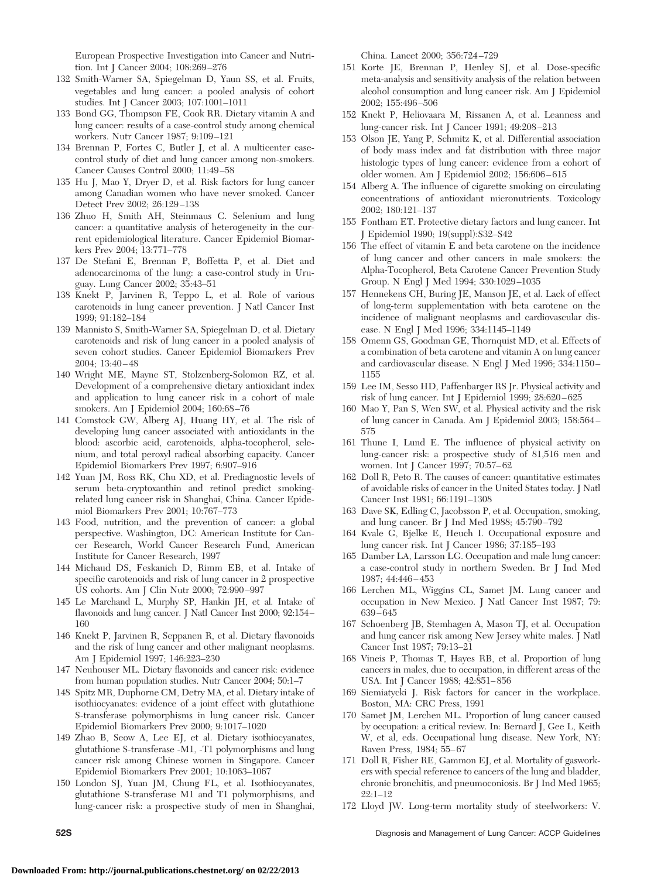European Prospective Investigation into Cancer and Nutrition. Int J Cancer 2004; 108:269–276

132 Smith-Warner SA, Spiegelman D, Yaun SS, et al. Fruits, vegetables and lung cancer: a pooled analysis of cohort studies. Int J Cancer 2003; 107:1001–1011

133 Bond GG, Thompson FE, Cook RR. Dietary vitamin A and lung cancer: results of a case-control study among chemical workers. Nutr Cancer 1987; 9:109–121

134 Brennan P, Fortes C, Butler J, et al. A multicenter case-control study of diet and lung cancer among non-smokers. Cancer Causes Control 2000; 11:49–58

135 Hu J, Mao Y, Dryer D, et al. Risk factors for lung cancer among Canadian women who have never smoked. Cancer Detect Prev 2002; 26:129–138

136 Zhuo H, Smith AH, Steinmaus C. Selenium and lung cancer: a quantitative analysis of heterogeneity in the current epidemiological literature. Cancer Epidemiol Biomarkers Prev 2004; 13:771–778

137 De Stefani E, Brennan P, Boffetta P, et al. Diet and adenocarcinoma of the lung: a case-control study in Uruguay. Lung Cancer 2002; 35:43–51

138 Knekt P, Jarvinen R, Teppo L, et al. Role of various carotenoids in lung cancer prevention. J Natl Cancer Inst 1999; 91:182–184

139 Mannisto S, Smith-Warner SA, Spiegelman D, et al. Dietary carotenoids and risk of lung cancer in a pooled analysis of seven cohort studies. Cancer Epidemiol Biomarkers Prev 2004; 13:40–48

140 Wright ME, Mayne ST, Stolzenberg-Solomon RZ, et al. Development of a comprehensive dietary antioxidant index and application to lung cancer risk in a cohort of male smokers. Am J Epidemiol 2004; 160:68–76

141 Comstock GW, Alberg AJ, Huang HY, et al. The risk of developing lung cancer associated with antioxidants in the blood: ascorbic acid, carotenoids, alpha-tocopherol, selenium, and total peroxyl radical absorbing capacity. Cancer Epidemiol Biomarkers Prev 1997; 6:907–916

142 Yuan JM, Ross RK, Chu XD, et al. Prediagnostic levels of serum beta-cryptoxanthin and retinol predict smoking-related lung cancer risk in Shanghai, China. Cancer Epidemiol Biomarkers Prev 2001; 10:767–773

143 Food, nutrition, and the prevention of cancer: a global perspective. Washington, DC: American Institute for Cancer Research, World Cancer Research Fund, American Institute for Cancer Research, 1997

144 Michaud DS, Feskanich D, Rimm EB, et al. Intake of specific carotenoids and risk of lung cancer in 2 prospective US cohorts. Am J Clin Nutr 2000; 72:990–997

145 Le Marchand L, Murphy SP, Hankin JH, et al. Intake of flavonoids and lung cancer. J Natl Cancer Inst 2000; 92:154–160

146 Knekt P, Jarvinen R, Seppanen R, et al. Dietary flavonoids and the risk of lung cancer and other malignant neoplasms. Am J Epidemiol 1997; 146:223–230

147 Neuhouser ML. Dietary flavonoids and cancer risk: evidence from human population studies. Nutr Cancer 2004; 50:1–7

148 Spitz MR, Duphorne CM, Detry MA, et al. Dietary intake of isothiocyanates: evidence of a joint effect with glutathione S-transferase polymorphisms in lung cancer risk. Cancer Epidemiol Biomarkers Prev 2000; 9:1017–1020

149 Zhao B, Seow A, Lee EJ, et al. Dietary isothiocyanates, glutathione S-transferase -M1, -T1 polymorphisms and lung cancer risk among Chinese women in Singapore. Cancer Epidemiol Biomarkers Prev 2001; 10:1063–1067

150 London SJ, Yuan JM, Chung FL, et al. Isothiocyanates, glutathione S-transferase M1 and T1 polymorphisms, and lung-cancer risk: a prospective study of men in Shanghai, China. Lancet 2000; 356:724–729

151 Korte JE, Brennan P, Henley SJ, et al. Dose-specific meta-analysis and sensitivity analysis of the relation between alcohol consumption and lung cancer risk. Am J Epidemiol 2002; 155:496–506

152 Knekt P, Heliovaara M, Rissanen A, et al. Leanness and lung-cancer risk. Int J Cancer 1991; 49:208–213

153 Olson JE, Yang P, Schmitz K, et al. Differential association of body mass index and fat distribution with three major histologic types of lung cancer: evidence from a cohort of older women. Am J Epidemiol 2002; 156:606–615

154 Alberg A. The influence of cigarette smoking on circulating concentrations of antioxidant micronutrients. Toxicology 2002; 180:121–137

155 Fontham ET. Protective dietary factors and lung cancer. Int J Epidemiol 1990; 19(suppl):S32–S42

156 The effect of vitamin E and beta carotene on the incidence of lung cancer and other cancers in male smokers: the Alpha-Tocopherol, Beta Carotene Cancer Prevention Study Group. N Engl J Med 1994; 330:1029–1035

157 Hennekens CH, Buring JE, Manson JE, et al. Lack of effect of long-term supplementation with beta carotene on the incidence of malignant neoplasms and cardiovascular disease. N Engl J Med 1996; 334:1145–1149

158 Omenn GS, Goodman GE, Thornquist MD, et al. Effects of a combination of beta carotene and vitamin A on lung cancer and cardiovascular disease. N Engl J Med 1996; 334:1150–1155

159 Lee IM, Sesso HD, Paffenbarger RS Jr. Physical activity and risk of lung cancer. Int J Epidemiol 1999; 28:620–625

160 Mao Y, Pan S, Wen SW, et al. Physical activity and the risk of lung cancer in Canada. Am J Epidemiol 2003; 158:564–575

161 Thune I, Lund E. The influence of physical activity on lung-cancer risk: a prospective study of 81,516 men and women. Int J Cancer 1997; 70:57–62

162 Doll R, Peto R. The causes of cancer: quantitative estimates of avoidable risks of cancer in the United States today. J Natl Cancer Inst 1981; 66:1191–1308

163 Dave SK, Edling C, Jacobsson P, et al. Occupation, smoking, and lung cancer. Br J Ind Med 1988; 45:790–792

164 Kvale G, Bjelke E, Heuch I. Occupational exposure and lung cancer risk. Int J Cancer 1986; 37:185–193

165 Damber LA, Larsson LG. Occupation and male lung cancer: a case-control study in northern Sweden. Br J Ind Med 1987; 44:446–453

166 Lerchen ML, Wiggins CL, Samet JM. Lung cancer and occupation in New Mexico. J Natl Cancer Inst 1987; 79:639–645

167 Schoenberg JB, Stemhagen A, Mason TJ, et al. Occupation and lung cancer risk among New Jersey white males. J Natl Cancer Inst 1987; 79:13–21

168 Vineis P, Thomas T, Hayes RB, et al. Proportion of lung cancers in males, due to occupation, in different areas of the USA. Int J Cancer 1988; 42:851–856

169 Siemiatycki J. Risk factors for cancer in the workplace. Boston, MA: CRC Press, 1991

170 Samet JM, Lerchen ML. Proportion of lung cancer caused by occupation: a critical review. In: Bernard J, Gee L, Keith W, et al, eds. Occupational lung disease. New York, NY: Raven Press, 1984; 55–67

171 Doll R, Fisher RE, Gammon EJ, et al. Mortality of gasworkers with special reference to cancers of the lung and bladder, chronic bronchitis, and pneumoconiosis. Br J Ind Med 1965; 22:1–12

172 Lloyd JW. Long-term mortality study of steelworkers: V.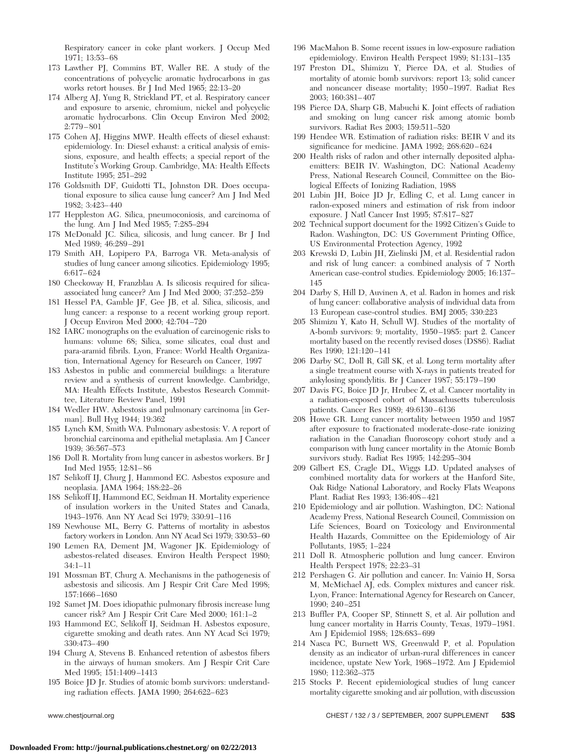Respiratory cancer in coke plant workers. J Occup Med 1971; 13:53–68

173 Lawther PJ, Commins BT, Waller RE. A study of the concentrations of polycyclic aromatic hydrocarbons in gas works retort houses. Br J Ind Med 1965; 22:13–20

174 Alberg AJ, Yung R, Strickland PT, et al. Respiratory cancer and exposure to arsenic, chromium, nickel and polycyclic aromatic hydrocarbons. Clin Occup Environ Med 2002; 2:779–801

175 Cohen AJ, Higgins MWP. Health effects of diesel exhaust: epidemiology. In: Diesel exhaust: a critical analysis of emissions, exposure, and health effects; a special report of the Institute's Working Group. Cambridge, MA: Health Effects Institute 1995; 251–292

176 Goldsmith DF, Guidotti TL, Johnston DR. Does occupational exposure to silica cause lung cancer? Am J Ind Med 1982; 3:423–440

177 Heppleston AG. Silica, pneumoconiosis, and carcinoma of the lung. Am J Ind Med 1985; 7:285–294

178 McDonald JC. Silica, silicosis, and lung cancer. Br J Ind Med 1989; 46:289–291

179 Smith AH, Lopipero PA, Barroga VR. Meta-analysis of studies of lung cancer among silicotics. Epidemiology 1995; 6:617–624

180 Checkoway H, Franzblau A. Is silicosis required for silica-associated lung cancer? Am J Ind Med 2000; 37:252–259

181 Hessel PA, Gamble JF, Gee JB, et al. Silica, silicosis, and lung cancer: a response to a recent working group report. J Occup Environ Med 2000; 42:704–720

182 IARC monographs on the evaluation of carcinogenic risks to humans: volume 68; Silica, some silicates, coal dust and para-aramid fibrils. Lyon, France: World Health Organization, International Agency for Research on Cancer, 1997

183 Asbestos in public and commercial buildings: a literature review and a synthesis of current knowledge. Cambridge, MA: Health Effects Institute, Asbestos Research Committee, Literature Review Panel, 1991

184 Wedler HW. Asbestosis and pulmonary carcinoma [in German]. Bull Hyg 1944; 19:362

185 Lynch KM, Smith WA. Pulmonary asbestosis: V. A report of bronchial carcinoma and epithelial metaplasia. Am J Cancer 1939; 36:567–573

186 Doll R. Mortality from lung cancer in asbestos workers. Br J Ind Med 1955; 12:81–86

187 Selikoff IJ, Churg J, Hammond EC. Asbestos exposure and neoplasia. JAMA 1964; 188:22–26

188 Selikoff IJ, Hammond EC, Seidman H. Mortality experience of insulation workers in the United States and Canada, 1943–1976. Ann NY Acad Sci 1979; 330:91–116

189 Newhouse ML, Berry G. Patterns of mortality in asbestos factory workers in London. Ann NY Acad Sci 1979; 330:53–60

190 Lemen RA, Dement JM, Wagoner JK. Epidemiology of asbestos-related diseases. Environ Health Perspect 1980; 34:1–11

191 Mossman BT, Churg A. Mechanisms in the pathogenesis of asbestosis and silicosis. Am J Respir Crit Care Med 1998; 157:1666–1680

192 Samet JM. Does idiopathic pulmonary fibrosis increase lung cancer risk? Am J Respir Crit Care Med 2000; 161:1–2

193 Hammond EC, Selikoff IJ, Seidman H. Asbestos exposure, cigarette smoking and death rates. Ann NY Acad Sci 1979; 330:473–490

194 Churg A, Stevens B. Enhanced retention of asbestos fibers in the airways of human smokers. Am J Respir Crit Care Med 1995; 151:1409–1413

195 Boice JD Jr. Studies of atomic bomb survivors: understanding radiation effects. JAMA 1990; 264:622–623

196 MacMahon B. Some recent issues in low-exposure radiation epidemiology. Environ Health Perspect 1989; 81:131–135

197 Preston DL, Shimizu Y, Pierce DA, et al. Studies of mortality of atomic bomb survivors: report 13; solid cancer and noncancer disease mortality; 1950–1997. Radiat Res 2003; 160:381–407

198 Pierce DA, Sharp GB, Mabuchi K. Joint effects of radiation and smoking on lung cancer risk among atomic bomb survivors. Radiat Res 2003; 159:511–520

199 Hendee WR. Estimation of radiation risks: BEIR V and its significance for medicine. JAMA 1992; 268:620–624

200 Health risks of radon and other internally deposited alpha-emitters: BEIR IV. Washington, DC: National Academy Press, National Research Council, Committee on the Biological Effects of Ionizing Radiation, 1988

201 Lubin JH, Boice JD Jr, Edling C, et al. Lung cancer in radon-exposed miners and estimation of risk from indoor exposure. J Natl Cancer Inst 1995; 87:817–827

202 Technical support document for the 1992 Citizen's Guide to Radon. Washington, DC: US Government Printing Office, US Environmental Protection Agency, 1992

203 Krewski D, Lubin JH, Zielinski JM, et al. Residential radon and risk of lung cancer: a combined analysis of 7 North American case-control studies. Epidemiology 2005; 16:137–145

204 Darby S, Hill D, Auvinen A, et al. Radon in homes and risk of lung cancer: collaborative analysis of individual data from 13 European case-control studies. BMJ 2005; 330:223

205 Shimizu Y, Kato H, Schull WJ. Studies of the mortality of A-bomb survivors: 9; mortality, 1950–1985: part 2. Cancer mortality based on the recently revised doses (DS86). Radiat Res 1990; 121:120–141

206 Darby SC, Doll R, Gill SK, et al. Long term mortality after a single treatment course with X-rays in patients treated for ankylosing spondylitis. Br J Cancer 1987; 55:179–190

207 Davis FG, Boice JD Jr, Hrubec Z, et al. Cancer mortality in a radiation-exposed cohort of Massachusetts tuberculosis patients. Cancer Res 1989; 49:6130–6136

208 Howe GR. Lung cancer mortality between 1950 and 1987 after exposure to fractionated moderate-dose-rate ionizing radiation in the Canadian fluoroscopy cohort study and a comparison with lung cancer mortality in the Atomic Bomb survivors study. Radiat Res 1995; 142:295–304

209 Gilbert ES, Cragle DL, Wiggs LD. Updated analyses of combined mortality data for workers at the Hanford Site, Oak Ridge National Laboratory, and Rocky Flats Weapons Plant. Radiat Res 1993; 136:408–421

210 Epidemiology and air pollution. Washington, DC: National Academy Press, National Research Council, Commission on Life Sciences, Board on Toxicology and Environmental Health Hazards, Committee on the Epidemiology of Air Pollutants, 1985; 1–224

211 Doll R. Atmospheric pollution and lung cancer. Environ Health Perspect 1978; 22:23–31

212 Pershagen G. Air pollution and cancer. In: Vainio H, Sorsa M, McMichael AJ, eds. Complex mixtures and cancer risk. Lyon, France: International Agency for Research on Cancer, 1990; 240–251

213 Buffler PA, Cooper SP, Stinnett S, et al. Air pollution and lung cancer mortality in Harris County, Texas, 1979–1981. Am J Epidemiol 1988; 128:683–699

214 Nasca PC, Burnett WS, Greenwald P, et al. Population density as an indicator of urban-rural differences in cancer incidence, upstate New York, 1968–1972. Am J Epidemiol 1980; 112:362–375

215 Stocks P. Recent epidemiological studies of lung cancer mortality cigarette smoking and air pollution, with discussion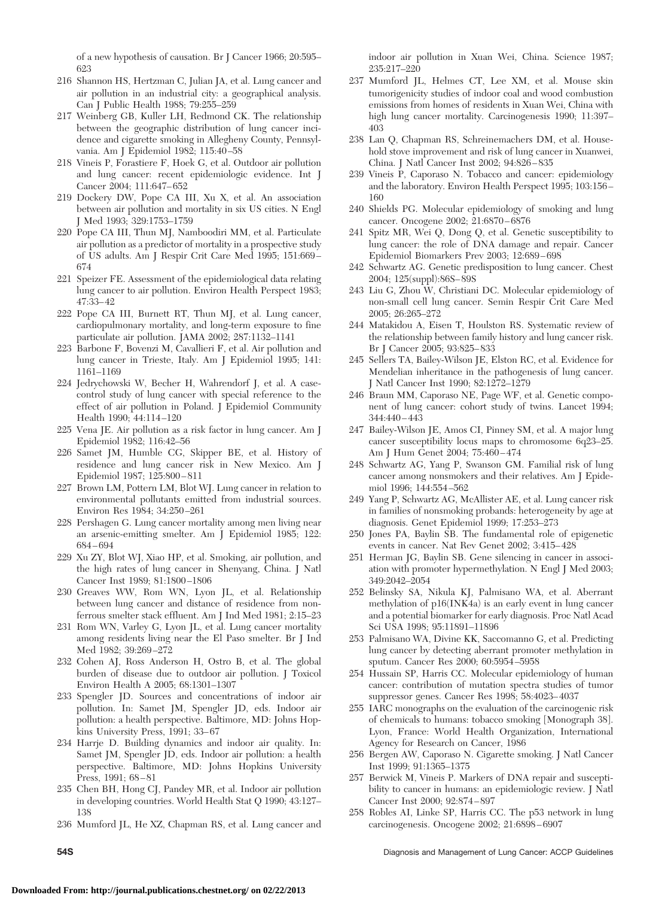of a new hypothesis of causation. Br J Cancer 1966; 20:595–623

216 Shannon HS, Hertzman C, Julian JA, et al. Lung cancer and air pollution in an industrial city: a geographical analysis. Can J Public Health 1988; 79:255–259

217 Weinberg GB, Kuller LH, Redmond CK. The relationship between the geographic distribution of lung cancer incidence and cigarette smoking in Allegheny County, Pennsylvania. Am J Epidemiol 1982; 115:40–58

218 Vineis P, Forastiere F, Hoek G, et al. Outdoor air pollution and lung cancer: recent epidemiologic evidence. Int J Cancer 2004; 111:647–652

219 Dockery DW, Pope CA III, Xu X, et al. An association between air pollution and mortality in six US cities. N Engl J Med 1993; 329:1753–1759

220 Pope CA III, Thun MJ, Namboodiri MM, et al. Particulate air pollution as a predictor of mortality in a prospective study of US adults. Am J Respir Crit Care Med 1995; 151:669–674

221 Speizer FE. Assessment of the epidemiological data relating lung cancer to air pollution. Environ Health Perspect 1983; 47:33–42

222 Pope CA III, Burnett RT, Thun MJ, et al. Lung cancer, cardiopulmonary mortality, and long-term exposure to fine particulate air pollution. JAMA 2002; 287:1132–1141

223 Barbone F, Bovenzi M, Cavallieri F, et al. Air pollution and lung cancer in Trieste, Italy. Am J Epidemiol 1995; 141: 1161–1169

224 Jedrychowski W, Becher H, Wahrendorf J, et al. A case-control study of lung cancer with special reference to the effect of air pollution in Poland. J Epidemiol Community Health 1990; 44:114–120

225 Vena JE. Air pollution as a risk factor in lung cancer. Am J Epidemiol 1982; 116:42–56

226 Samet JM, Humble CG, Skipper BE, et al. History of residence and lung cancer risk in New Mexico. Am J Epidemiol 1987; 125:800–811

227 Brown LM, Pottern LM, Blot WJ. Lung cancer in relation to environmental pollutants emitted from industrial sources. Environ Res 1984; 34:250–261

228 Pershagen G. Lung cancer mortality among men living near an arsenic-emitting smelter. Am J Epidemiol 1985; 122: 684–694

229 Xu ZY, Blot WJ, Xiao HP, et al. Smoking, air pollution, and the high rates of lung cancer in Shenyang, China. J Natl Cancer Inst 1989; 81:1800–1806

230 Greaves WW, Rom WN, Lyon JL, et al. Relationship between lung cancer and distance of residence from non-ferrous smelter stack effluent. Am J Ind Med 1981; 2:15–23

231 Rom WN, Varley G, Lyon JL, et al. Lung cancer mortality among residents living near the El Paso smelter. Br J Ind Med 1982; 39:269–272

232 Cohen AJ, Ross Anderson H, Ostro B, et al. The global burden of disease due to outdoor air pollution. J Toxicol Environ Health A 2005; 68:1301–1307

233 Spengler JD. Sources and concentrations of indoor air pollution. In: Samet JM, Spengler JD, eds. Indoor air pollution: a health perspective. Baltimore, MD: Johns Hopkins University Press, 1991; 33–67

234 Harrje D. Building dynamics and indoor air quality. In: Samet JM, Spengler JD, eds. Indoor air pollution: a health perspective. Baltimore, MD: Johns Hopkins University Press, 1991; 68–81

235 Chen BH, Hong CJ, Pandey MR, et al. Indoor air pollution in developing countries. World Health Stat Q 1990; 43:127–138

236 Mumford JL, He XZ, Chapman RS, et al. Lung cancer and indoor air pollution in Xuan Wei, China. Science 1987; 235:217–220

237 Mumford JL, Helmes CT, Lee XM, et al. Mouse skin tumorigenicity studies of indoor coal and wood combustion emissions from homes of residents in Xuan Wei, China with high lung cancer mortality. Carcinogenesis 1990; 11:397–403

238 Lan Q, Chapman RS, Schreinemachers DM, et al. Household stove improvement and risk of lung cancer in Xuanwei, China. J Natl Cancer Inst 2002; 94:826–835

239 Vineis P, Caporaso N. Tobacco and cancer: epidemiology and the laboratory. Environ Health Perspect 1995; 103:156–160

240 Shields PG. Molecular epidemiology of smoking and lung cancer. Oncogene 2002; 21:6870–6876

241 Spitz MR, Wei Q, Dong Q, et al. Genetic susceptibility to lung cancer: the role of DNA damage and repair. Cancer Epidemiol Biomarkers Prev 2003; 12:689–698

242 Schwartz AG. Genetic predisposition to lung cancer. Chest 2004; 125(suppl):86S–89S

243 Liu G, Zhou W, Christiani DC. Molecular epidemiology of non-small cell lung cancer. Semin Respir Crit Care Med 2005; 26:265–272

244 Matakidou A, Eisen T, Houlston RS. Systematic review of the relationship between family history and lung cancer risk. Br J Cancer 2005; 93:825–833

245 Sellers TA, Bailey-Wilson JE, Elston RC, et al. Evidence for Mendelian inheritance in the pathogenesis of lung cancer. J Natl Cancer Inst 1990; 82:1272–1279

246 Braun MM, Caporaso NE, Page WF, et al. Genetic component of lung cancer: cohort study of twins. Lancet 1994; 344:440–443

247 Bailey-Wilson JE, Amos CI, Pinney SM, et al. A major lung cancer susceptibility locus maps to chromosome 6q23–25. Am J Hum Genet 2004; 75:460–474

248 Schwartz AG, Yang P, Swanson GM. Familial risk of lung cancer among nonsmokers and their relatives. Am J Epidemiol 1996; 144:554–562

249 Yang P, Schwartz AG, McAllister AE, et al. Lung cancer risk in families of nonsmoking probands: heterogeneity by age at diagnosis. Genet Epidemiol 1999; 17:253–273

250 Jones PA, Baylin SB. The fundamental role of epigenetic events in cancer. Nat Rev Genet 2002; 3:415–428

251 Herman JG, Baylin SB. Gene silencing in cancer in association with promoter hypermethylation. N Engl J Med 2003; 349:2042–2054

252 Belinsky SA, Nikula KJ, Palmisano WA, et al. Aberrant methylation of p16(INK4a) is an early event in lung cancer and a potential biomarker for early diagnosis. Proc Natl Acad Sci USA 1998; 95:11891–11896

253 Palmisano WA, Divine KK, Saccomanno G, et al. Predicting lung cancer by detecting aberrant promoter methylation in sputum. Cancer Res 2000; 60:5954–5958

254 Hussain SP, Harris CC. Molecular epidemiology of human cancer: contribution of mutation spectra studies of tumor suppressor genes. Cancer Res 1998; 58:4023–4037

255 IARC monographs on the evaluation of the carcinogenic risk of chemicals to humans: tobacco smoking [Monograph 38]. Lyon, France: World Health Organization, International Agency for Research on Cancer, 1986

256 Bergen AW, Caporaso N. Cigarette smoking. J Natl Cancer Inst 1999; 91:1365–1375

257 Berwick M, Vineis P. Markers of DNA repair and susceptibility to cancer in humans: an epidemiologic review. J Natl Cancer Inst 2000; 92:874–897

258 Robles AI, Linke SP, Harris CC. The p53 network in lung carcinogenesis. Oncogene 2002; 21:6898–6907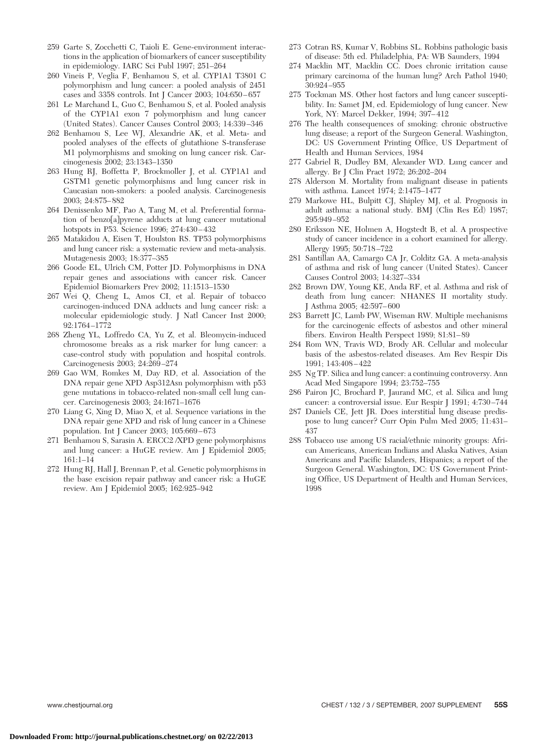259 Garte S, Zocchetti C, Taioli E. Gene-environment interactions in the application of biomarkers of cancer susceptibility in epidemiology. IARC Sci Publ 1997; 251–264

260 Vineis P, Veglia F, Benhamou S, et al. CYP1A1 T3801 C polymorphism and lung cancer: a pooled analysis of 2451 cases and 3358 controls. Int J Cancer 2003; 104:650–657

261 Le Marchand L, Guo C, Benhamou S, et al. Pooled analysis of the CYP1A1 exon 7 polymorphism and lung cancer (United States). Cancer Causes Control 2003; 14:339–346

262 Benhamou S, Lee WJ, Alexandrie AK, et al. Meta- and pooled analyses of the effects of glutathione S-transferase M1 polymorphisms and smoking on lung cancer risk. Carcinogenesis 2002; 23:1343–1350

263 Hung RJ, Boffetta P, Brockmoller J, et al. CYP1A1 and GSTM1 genetic polymorphisms and lung cancer risk in Caucasian non-smokers: a pooled analysis. Carcinogenesis 2003; 24:875–882

264 Denissenko MF, Pao A, Tang M, et al. Preferential formation of benzo[a]pyrene adducts at lung cancer mutational hotspots in P53. Science 1996; 274:430–432

265 Matakidou A, Eisen T, Houlston RS. TP53 polymorphisms and lung cancer risk: a systematic review and meta-analysis. Mutagenesis 2003; 18:377–385

266 Goode EL, Ulrich CM, Potter JD. Polymorphisms in DNA repair genes and associations with cancer risk. Cancer Epidemiol Biomarkers Prev 2002; 11:1513–1530

267 Wei Q, Cheng L, Amos CI, et al. Repair of tobacco carcinogen-induced DNA adducts and lung cancer risk: a molecular epidemiologic study. J Natl Cancer Inst 2000; 92:1764–1772

268 Zheng YL, Loffredo CA, Yu Z, et al. Bleomycin-induced chromosome breaks as a risk marker for lung cancer: a case-control study with population and hospital controls. Carcinogenesis 2003; 24:269–274

269 Gao WM, Romkes M, Day RD, et al. Association of the DNA repair gene XPD Asp312Asn polymorphism with p53 gene mutations in tobacco-related non-small cell lung cancer. Carcinogenesis 2003; 24:1671–1676

270 Liang G, Xing D, Miao X, et al. Sequence variations in the DNA repair gene XPD and risk of lung cancer in a Chinese population. Int J Cancer 2003; 105:669–673

271 Benhamou S, Sarasin A. ERCC2 /XPD gene polymorphisms and lung cancer: a HuGE review. Am J Epidemiol 2005; 161:1–14

272 Hung RJ, Hall J, Brennan P, et al. Genetic polymorphisms in the base excision repair pathway and cancer risk: a HuGE review. Am J Epidemiol 2005; 162:925–942

273 Cotran RS, Kumar V, Robbins SL. Robbins pathologic basis of disease: 5th ed. Philadelphia, PA: WB Saunders, 1994

274 Macklin MT, Macklin CC. Does chronic irritation cause primary carcinoma of the human lung? Arch Pathol 1940; 30:924–955

275 Tockman MS. Other host factors and lung cancer susceptibility. In: Samet JM, ed. Epidemiology of lung cancer. New York, NY: Marcel Dekker, 1994; 397–412

276 The health consequences of smoking: chronic obstructive lung disease; a report of the Surgeon General. Washington, DC: US Government Printing Office, US Department of Health and Human Services, 1984

277 Gabriel R, Dudley BM, Alexander WD. Lung cancer and allergy. Br J Clin Pract 1972; 26:202–204

278 Alderson M. Mortality from malignant disease in patients with asthma. Lancet 1974; 2:1475–1477

279 Markowe HL, Bulpitt CJ, Shipley MJ, et al. Prognosis in adult asthma: a national study. BMJ (Clin Res Ed) 1987; 295:949–952

280 Eriksson NE, Holmen A, Hogstedt B, et al. A prospective study of cancer incidence in a cohort examined for allergy. Allergy 1995; 50:718–722

281 Santillan AA, Camargo CA Jr, Colditz GA. A meta-analysis of asthma and risk of lung cancer (United States). Cancer Causes Control 2003; 14:327–334

282 Brown DW, Young KE, Anda RF, et al. Asthma and risk of death from lung cancer: NHANES II mortality study. J Asthma 2005; 42:597–600

283 Barrett JC, Lamb PW, Wiseman RW. Multiple mechanisms for the carcinogenic effects of asbestos and other mineral fibers. Environ Health Perspect 1989; 81:81–89

284 Rom WN, Travis WD, Brody AR. Cellular and molecular basis of the asbestos-related diseases. Am Rev Respir Dis 1991; 143:408–422

285 Ng TP. Silica and lung cancer: a continuing controversy. Ann Acad Med Singapore 1994; 23:752–755

286 Pairon JC, Brochard P, Jaurand MC, et al. Silica and lung cancer: a controversial issue. Eur Respir J 1991; 4:730–744

287 Daniels CE, Jett JR. Does interstitial lung disease predispose to lung cancer? Curr Opin Pulm Med 2005; 11:431–437

288 Tobacco use among US racial/ethnic minority groups: African Americans, American Indians and Alaska Natives, Asian Americans and Pacific Islanders, Hispanics; a report of the Surgeon General. Washington, DC: US Government Printing Office, US Department of Health and Human Services, 1998